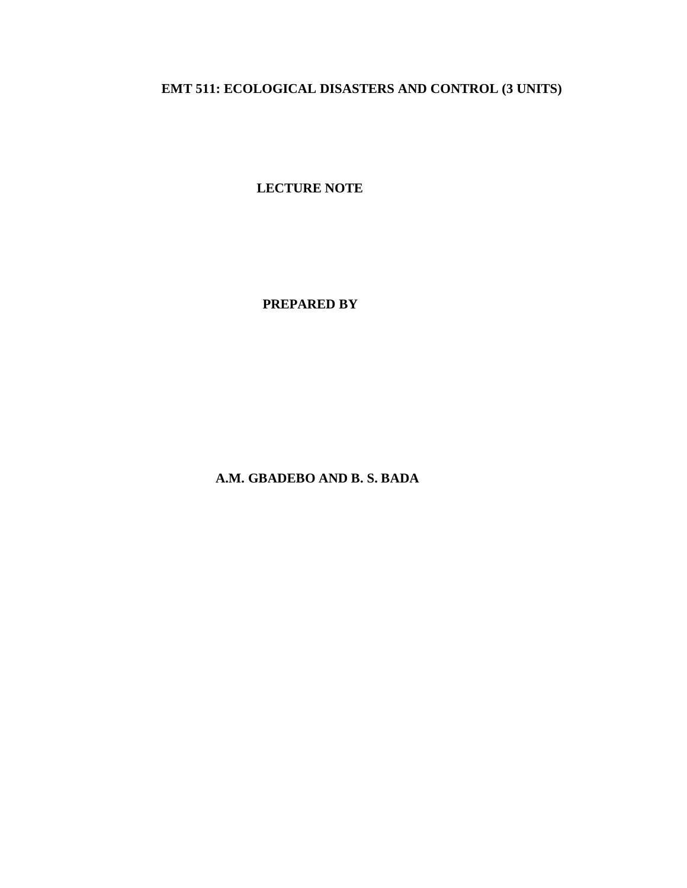# EMT 511: ECOLOGICAL DISASTERS AND CONTROL (3 UNITS)

**LECTURE NOTE**

**PREPARED BY**

**A.M. GBADEBO AND B. S. BADA**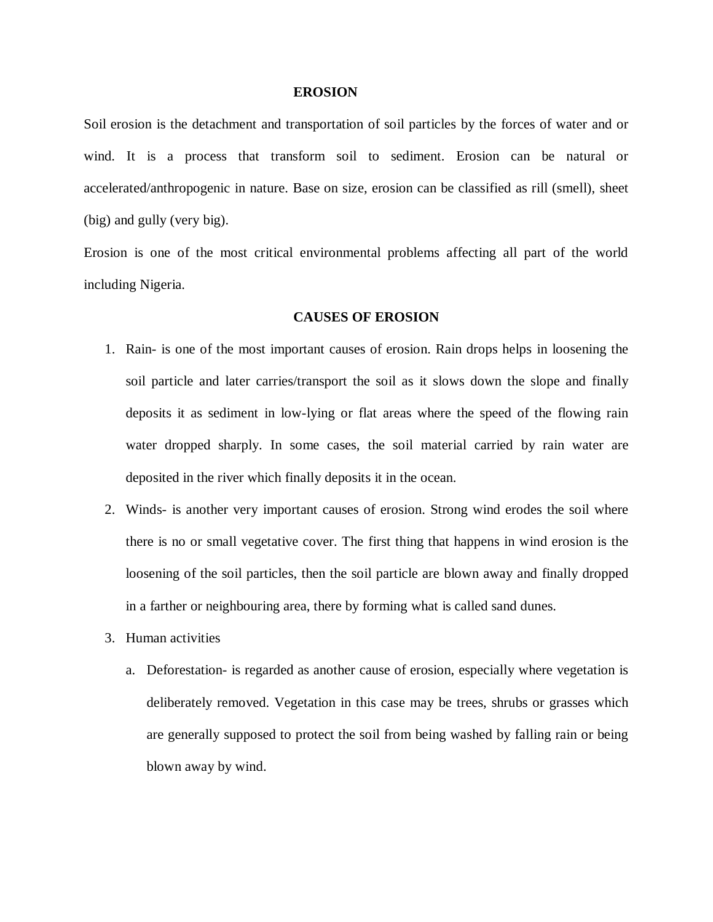# EROSION

Soil erosion is the detachment and transportation of soil particles by the forces of water and or wind. It is a process that transform soil to sediment. Erosion can be natural or accelerated/anthropogenic in nature. Base on size, erosion can be classified as rill (smell), sheet (big) and gully (very big).

Erosion is one of the most critical environmental problems affecting all part of the world including Nigeria.

## CAUSES OF EROSION

1. Rain- is one of the most important causes of erosion. Rain drops helps in loosening the soil particle and later carries/transport the soil as it slows down the slope and finally deposits it as sediment in low-lying or flat areas where the speed of the flowing rain water dropped sharply. In some cases, the soil material carried by rain water are deposited in the river which finally deposits it in the ocean.
2. Winds- is another very important causes of erosion. Strong wind erodes the soil where there is no or small vegetative cover. The first thing that happens in wind erosion is the loosening of the soil particles, then the soil particle are blown away and finally dropped in a farther or neighbouring area, there by forming what is called sand dunes.
3. Human activities
   a. Deforestation- is regarded as another cause of erosion, especially where vegetation is deliberately removed. Vegetation in this case may be trees, shrubs or grasses which are generally supposed to protect the soil from being washed by falling rain or being blown away by wind.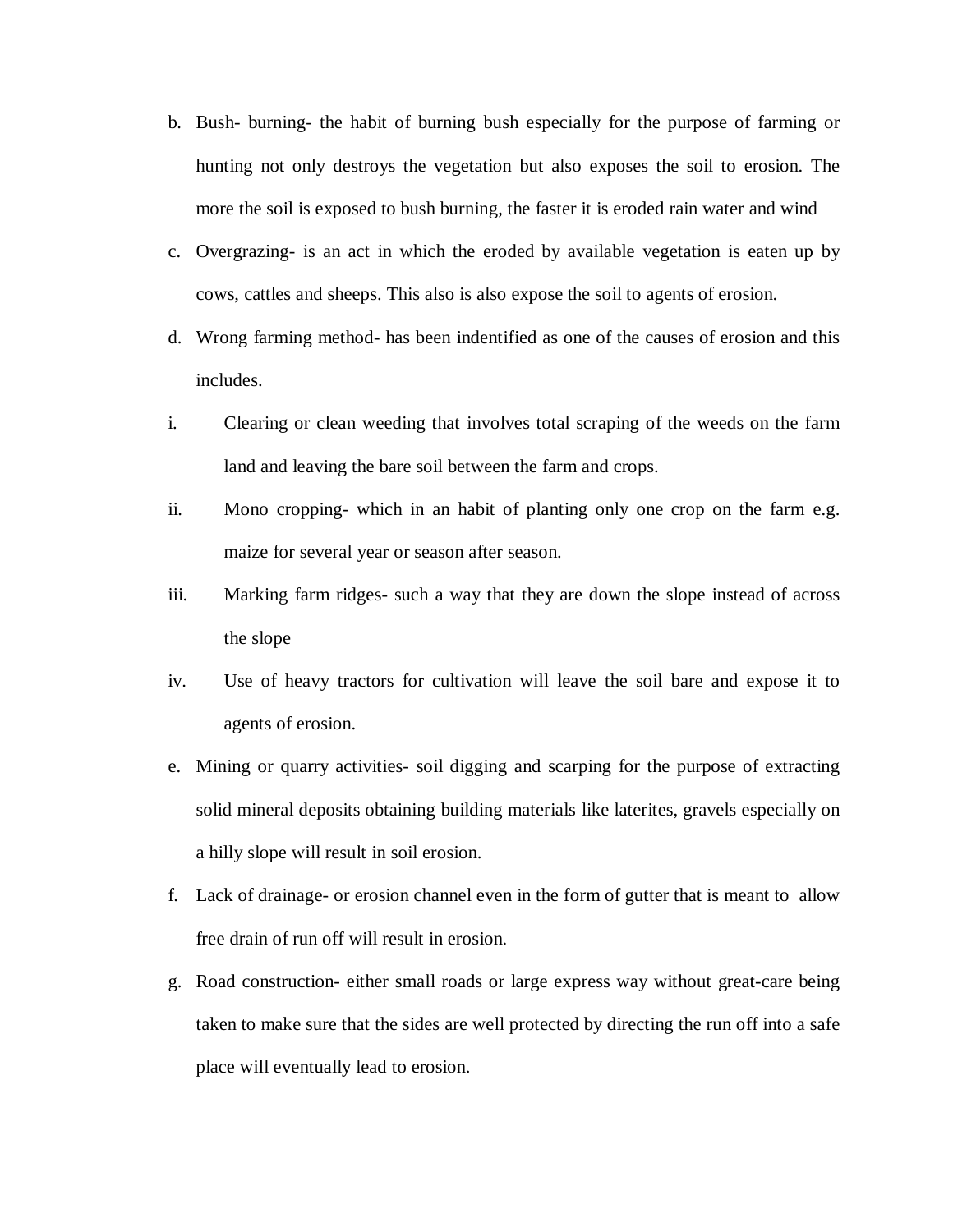b. Bush- burning- the habit of burning bush especially for the purpose of farming or hunting not only destroys the vegetation but also exposes the soil to erosion. The more the soil is exposed to bush burning, the faster it is eroded rain water and wind

c. Overgrazing- is an act in which the eroded by available vegetation is eaten up by cows, cattles and sheeps. This also is also expose the soil to agents of erosion.

d. Wrong farming method- has been indentified as one of the causes of erosion and this includes.

i. Clearing or clean weeding that involves total scraping of the weeds on the farm land and leaving the bare soil between the farm and crops.

ii. Mono cropping- which in an habit of planting only one crop on the farm e.g. maize for several year or season after season.

iii. Marking farm ridges- such a way that they are down the slope instead of across the slope

iv. Use of heavy tractors for cultivation will leave the soil bare and expose it to agents of erosion.

e. Mining or quarry activities- soil digging and scarping for the purpose of extracting solid mineral deposits obtaining building materials like laterites, gravels especially on a hilly slope will result in soil erosion.

f. Lack of drainage- or erosion channel even in the form of gutter that is meant to allow free drain of run off will result in erosion.

g. Road construction- either small roads or large express way without great-care being taken to make sure that the sides are well protected by directing the run off into a safe place will eventually lead to erosion.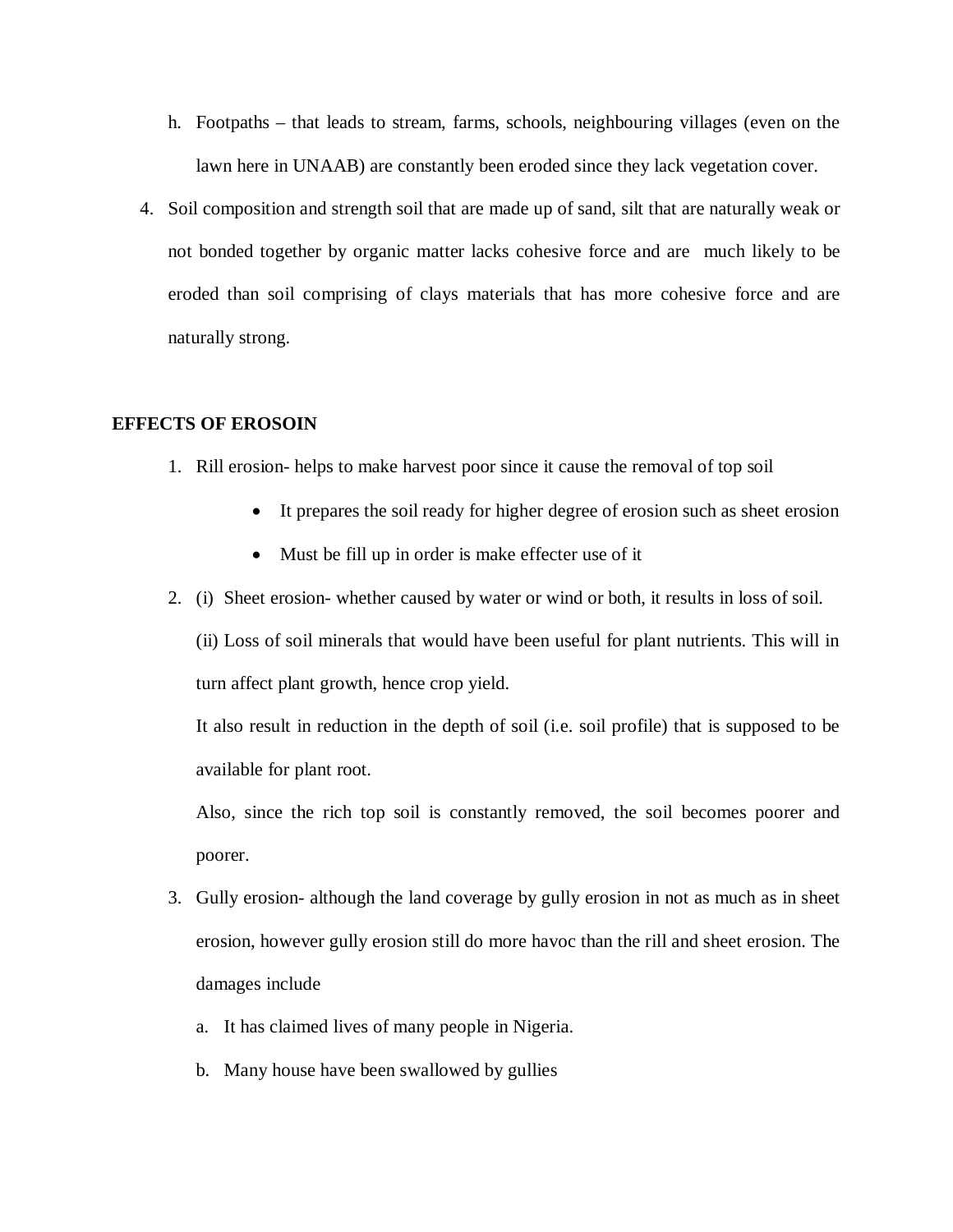h. Footpaths – that leads to stream, farms, schools, neighbouring villages (even on the lawn here in UNAAB) are constantly been eroded since they lack vegetation cover.

4. Soil composition and strength soil that are made up of sand, silt that are naturally weak or not bonded together by organic matter lacks cohesive force and are much likely to be eroded than soil comprising of clays materials that has more cohesive force and are naturally strong.

**EFFECTS OF EROSOIN**

1. Rill erosion- helps to make harvest poor since it cause the removal of top soil
   - It prepares the soil ready for higher degree of erosion such as sheet erosion
   - Must be fill up in order is make effecter use of it
2. (i) Sheet erosion- whether caused by water or wind or both, it results in loss of soil.

   (ii) Loss of soil minerals that would have been useful for plant nutrients. This will in turn affect plant growth, hence crop yield.

   It also result in reduction in the depth of soil (i.e. soil profile) that is supposed to be available for plant root.

   Also, since the rich top soil is constantly removed, the soil becomes poorer and poorer.
3. Gully erosion- although the land coverage by gully erosion in not as much as in sheet erosion, however gully erosion still do more havoc than the rill and sheet erosion. The damages include
   a. It has claimed lives of many people in Nigeria.
   b. Many house have been swallowed by gullies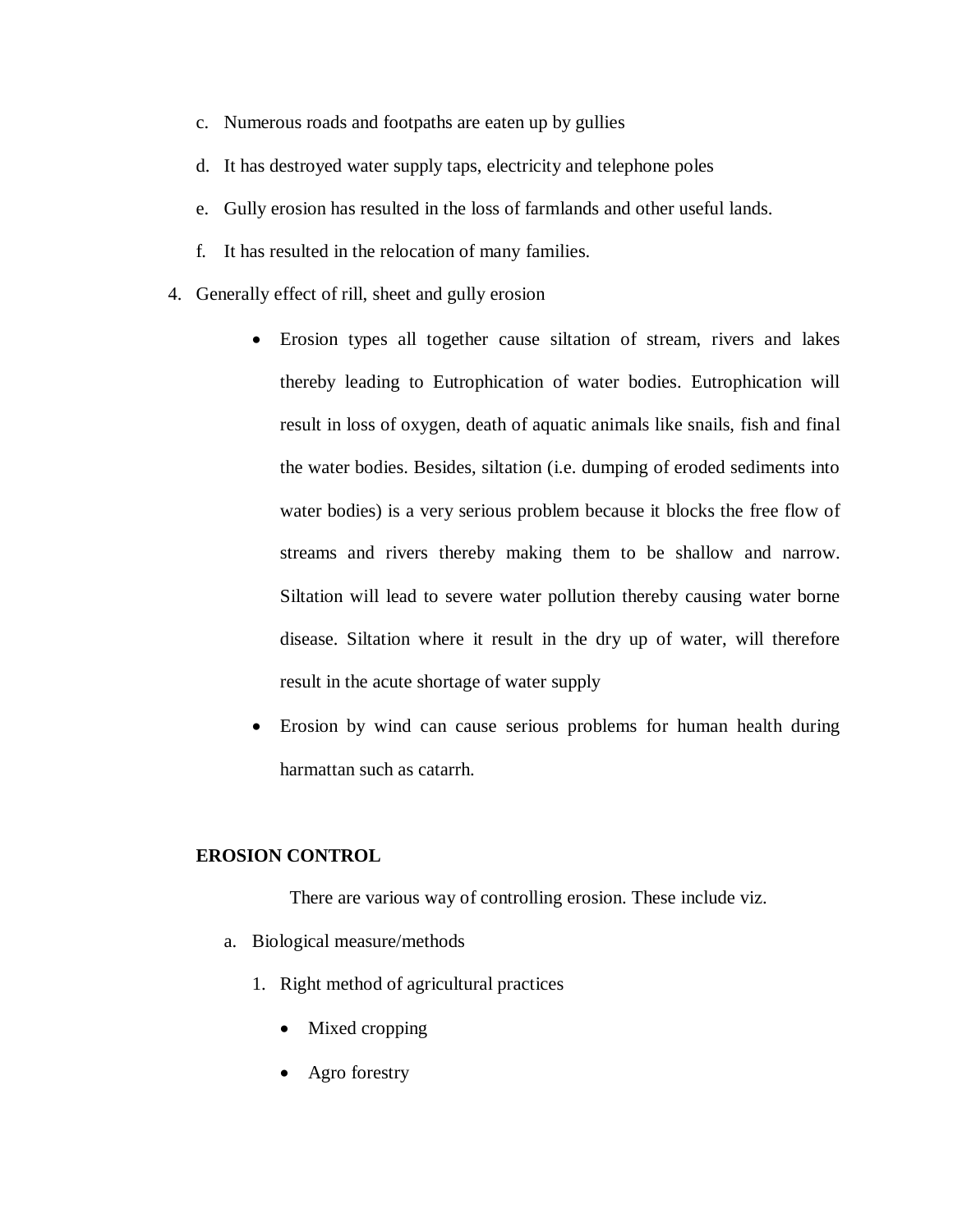c. Numerous roads and footpaths are eaten up by gullies

d. It has destroyed water supply taps, electricity and telephone poles

e. Gully erosion has resulted in the loss of farmlands and other useful lands.

f. It has resulted in the relocation of many families.

4. Generally effect of rill, sheet and gully erosion

   - Erosion types all together cause siltation of stream, rivers and lakes thereby leading to Eutrophication of water bodies. Eutrophication will result in loss of oxygen, death of aquatic animals like snails, fish and final the water bodies. Besides, siltation (i.e. dumping of eroded sediments into water bodies) is a very serious problem because it blocks the free flow of streams and rivers thereby making them to be shallow and narrow. Siltation will lead to severe water pollution thereby causing water borne disease. Siltation where it result in the dry up of water, will therefore result in the acute shortage of water supply
   - Erosion by wind can cause serious problems for human health during harmattan such as catarrh.

**EROSION CONTROL**

There are various way of controlling erosion. These include viz.

a. Biological measure/methods

   1. Right method of agricultural practices
      - Mixed cropping
      - Agro forestry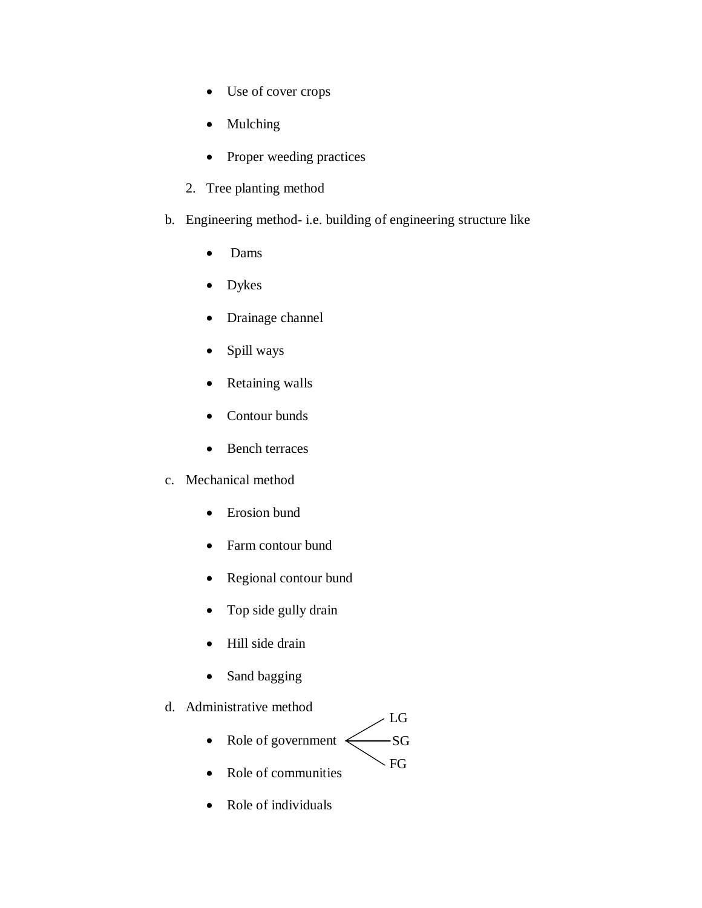- Use of cover crops
- Mulching
- Proper weeding practices

2. Tree planting method

b. Engineering method- i.e. building of engineering structure like
   - Dams
   - Dykes
   - Drainage channel
   - Spill ways
   - Retaining walls
   - Contour bunds
   - Bench terraces

c. Mechanical method
   - Erosion bund
   - Farm contour bund
   - Regional contour bund
   - Top side gully drain
   - Hill side drain
   - Sand bagging

d. Administrative method
   - Role of government
     - LG
     - SG
     - FG
   - Role of communities
   - Role of individuals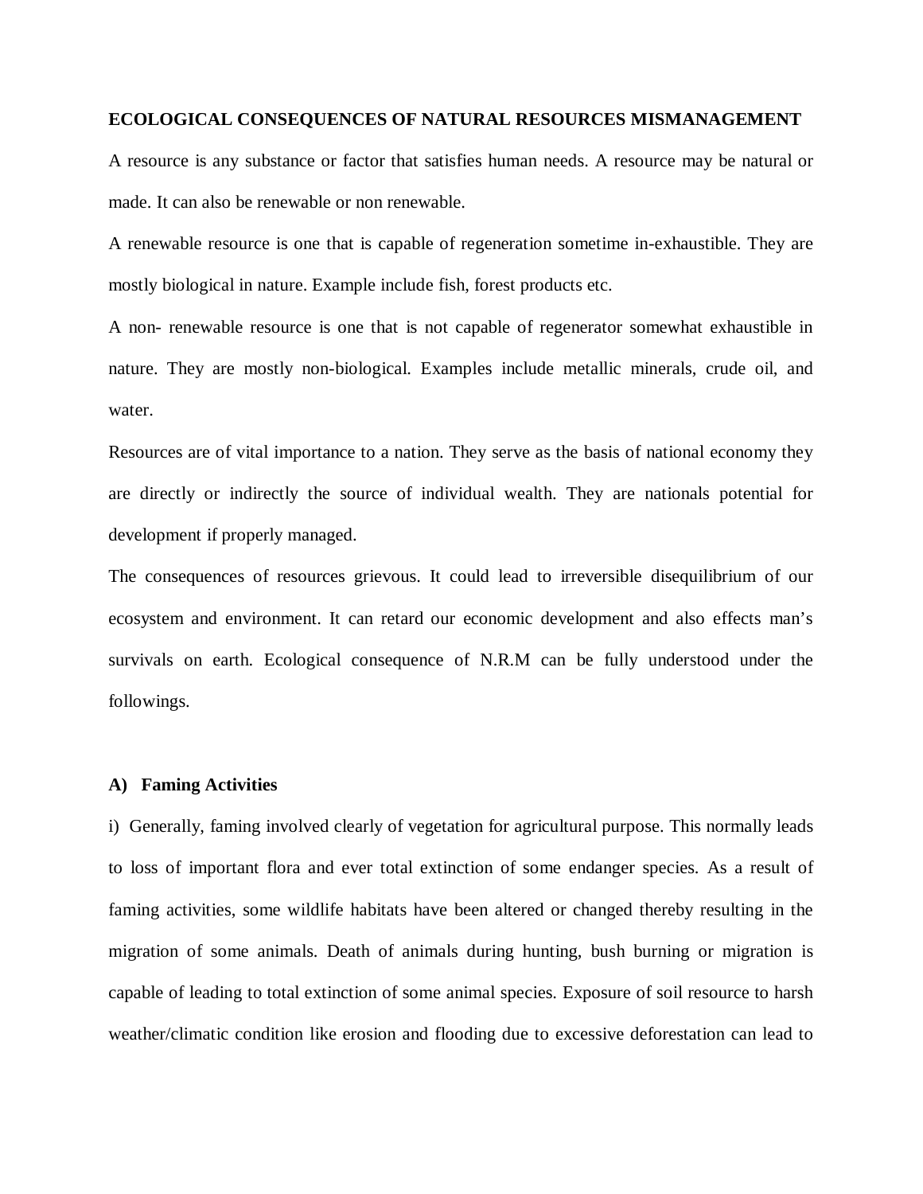**ECOLOGICAL CONSEQUENCES OF NATURAL RESOURCES MISMANAGEMENT**

A resource is any substance or factor that satisfies human needs. A resource may be natural or made. It can also be renewable or non renewable.

A renewable resource is one that is capable of regeneration sometime in-exhaustible. They are mostly biological in nature. Example include fish, forest products etc.

A non- renewable resource is one that is not capable of regenerator somewhat exhaustible in nature. They are mostly non-biological. Examples include metallic minerals, crude oil, and water.

Resources are of vital importance to a nation. They serve as the basis of national economy they are directly or indirectly the source of individual wealth. They are nationals potential for development if properly managed.

The consequences of resources grievous. It could lead to irreversible disequilibrium of our ecosystem and environment. It can retard our economic development and also effects man's survivals on earth. Ecological consequence of N.R.M can be fully understood under the followings.

**A) Faming Activities**

i) Generally, faming involved clearly of vegetation for agricultural purpose. This normally leads to loss of important flora and ever total extinction of some endanger species. As a result of faming activities, some wildlife habitats have been altered or changed thereby resulting in the migration of some animals. Death of animals during hunting, bush burning or migration is capable of leading to total extinction of some animal species. Exposure of soil resource to harsh weather/climatic condition like erosion and flooding due to excessive deforestation can lead to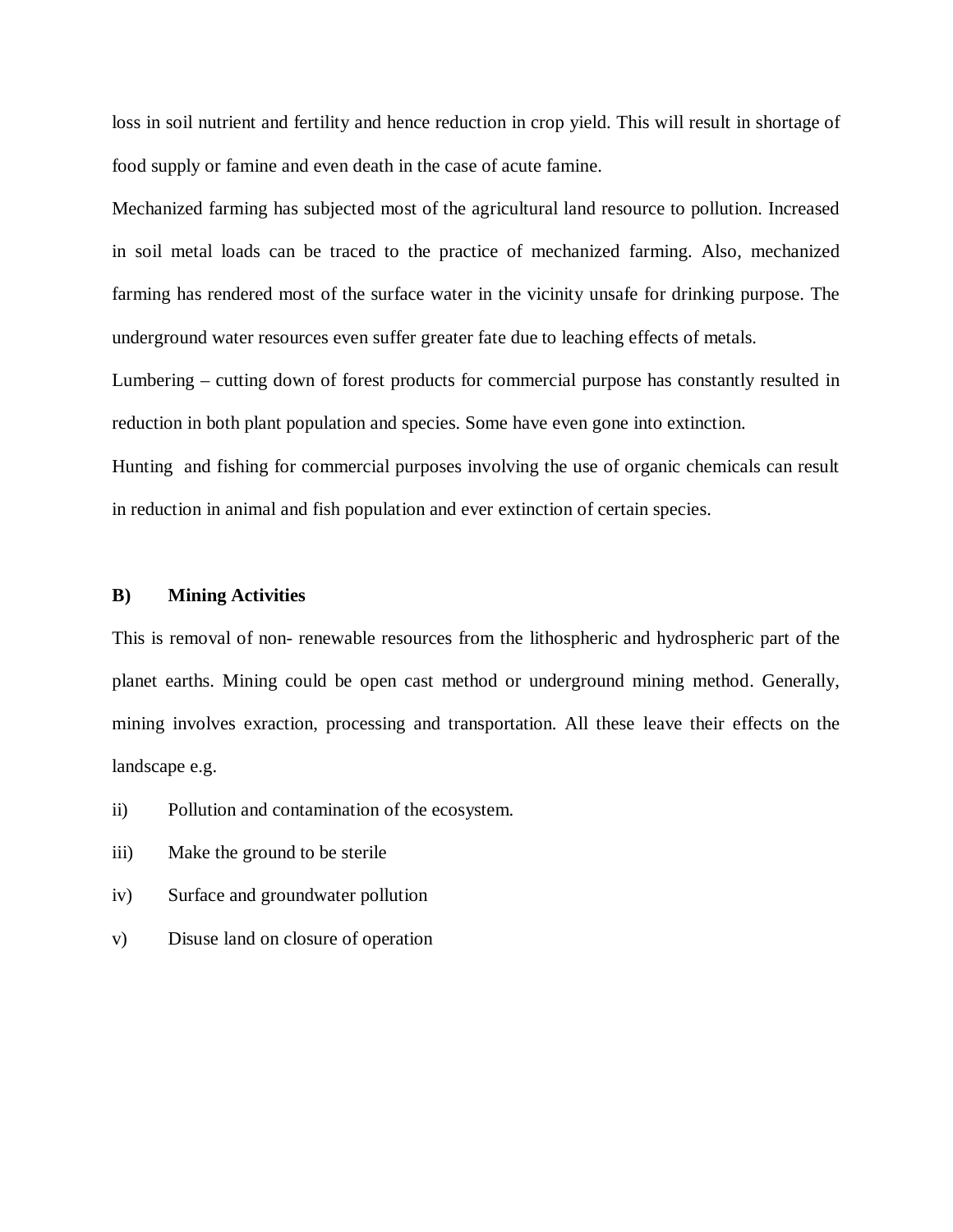loss in soil nutrient and fertility and hence reduction in crop yield. This will result in shortage of food supply or famine and even death in the case of acute famine.

Mechanized farming has subjected most of the agricultural land resource to pollution. Increased in soil metal loads can be traced to the practice of mechanized farming. Also, mechanized farming has rendered most of the surface water in the vicinity unsafe for drinking purpose. The underground water resources even suffer greater fate due to leaching effects of metals.

Lumbering – cutting down of forest products for commercial purpose has constantly resulted in reduction in both plant population and species. Some have even gone into extinction.

Hunting and fishing for commercial purposes involving the use of organic chemicals can result in reduction in animal and fish population and ever extinction of certain species.

**B) Mining Activities**

This is removal of non- renewable resources from the lithospheric and hydrospheric part of the planet earths. Mining could be open cast method or underground mining method. Generally, mining involves exraction, processing and transportation. All these leave their effects on the landscape e.g.

ii) Pollution and contamination of the ecosystem.

iii) Make the ground to be sterile

iv) Surface and groundwater pollution

v) Disuse land on closure of operation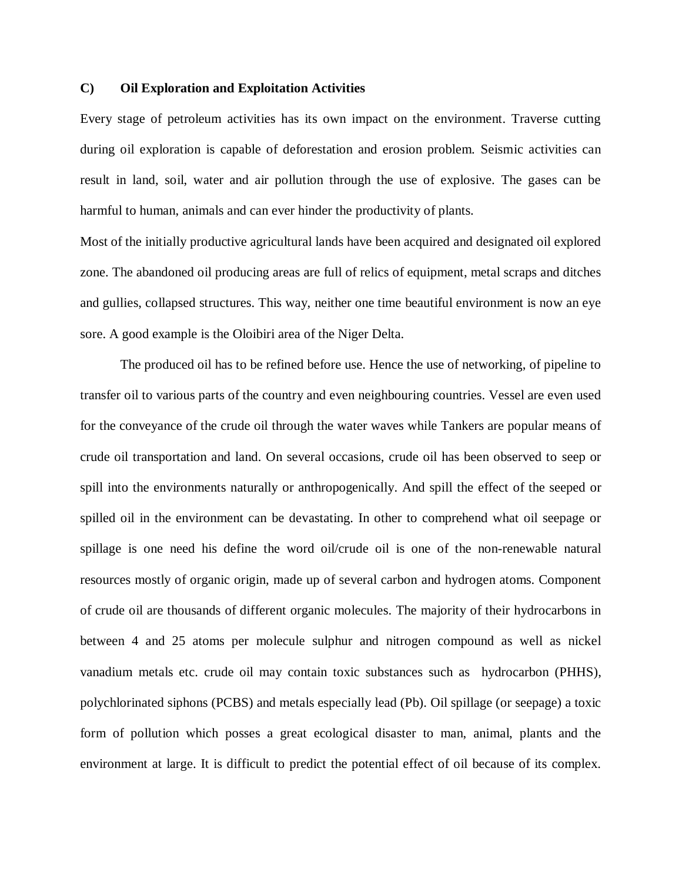**C) Oil Exploration and Exploitation Activities**

Every stage of petroleum activities has its own impact on the environment. Traverse cutting during oil exploration is capable of deforestation and erosion problem. Seismic activities can result in land, soil, water and air pollution through the use of explosive. The gases can be harmful to human, animals and can ever hinder the productivity of plants.

Most of the initially productive agricultural lands have been acquired and designated oil explored zone. The abandoned oil producing areas are full of relics of equipment, metal scraps and ditches and gullies, collapsed structures. This way, neither one time beautiful environment is now an eye sore. A good example is the Oloibiri area of the Niger Delta.

The produced oil has to be refined before use. Hence the use of networking, of pipeline to transfer oil to various parts of the country and even neighbouring countries. Vessel are even used for the conveyance of the crude oil through the water waves while Tankers are popular means of crude oil transportation and land. On several occasions, crude oil has been observed to seep or spill into the environments naturally or anthropogenically. And spill the effect of the seeped or spilled oil in the environment can be devastating. In other to comprehend what oil seepage or spillage is one need his define the word oil/crude oil is one of the non-renewable natural resources mostly of organic origin, made up of several carbon and hydrogen atoms. Component of crude oil are thousands of different organic molecules. The majority of their hydrocarbons in between 4 and 25 atoms per molecule sulphur and nitrogen compound as well as nickel vanadium metals etc. crude oil may contain toxic substances such as hydrocarbon (PHHS), polychlorinated siphons (PCBS) and metals especially lead (Pb). Oil spillage (or seepage) a toxic form of pollution which posses a great ecological disaster to man, animal, plants and the environment at large. It is difficult to predict the potential effect of oil because of its complex.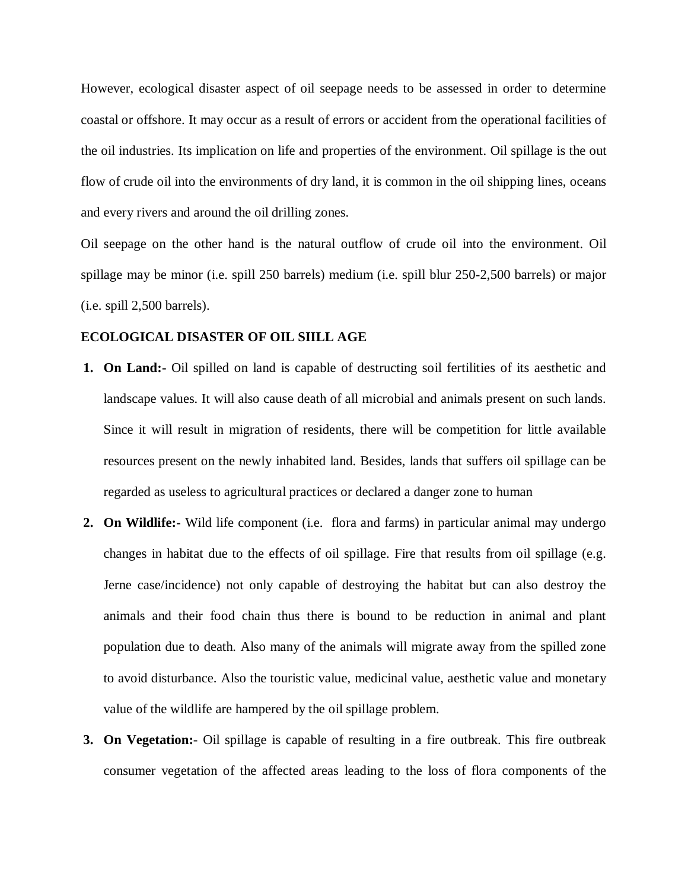However, ecological disaster aspect of oil seepage needs to be assessed in order to determine coastal or offshore. It may occur as a result of errors or accident from the operational facilities of the oil industries. Its implication on life and properties of the environment. Oil spillage is the out flow of crude oil into the environments of dry land, it is common in the oil shipping lines, oceans and every rivers and around the oil drilling zones.

Oil seepage on the other hand is the natural outflow of crude oil into the environment. Oil spillage may be minor (i.e. spill 250 barrels) medium (i.e. spill blur 250-2,500 barrels) or major (i.e. spill 2,500 barrels).

**ECOLOGICAL DISASTER OF OIL SIILL AGE**

1. **On Land:-** Oil spilled on land is capable of destructing soil fertilities of its aesthetic and landscape values. It will also cause death of all microbial and animals present on such lands. Since it will result in migration of residents, there will be competition for little available resources present on the newly inhabited land. Besides, lands that suffers oil spillage can be regarded as useless to agricultural practices or declared a danger zone to human
2. **On Wildlife:-** Wild life component (i.e. flora and farms) in particular animal may undergo changes in habitat due to the effects of oil spillage. Fire that results from oil spillage (e.g. Jerne case/incidence) not only capable of destroying the habitat but can also destroy the animals and their food chain thus there is bound to be reduction in animal and plant population due to death. Also many of the animals will migrate away from the spilled zone to avoid disturbance. Also the touristic value, medicinal value, aesthetic value and monetary value of the wildlife are hampered by the oil spillage problem.
3. **On Vegetation:-** Oil spillage is capable of resulting in a fire outbreak. This fire outbreak consumer vegetation of the affected areas leading to the loss of flora components of the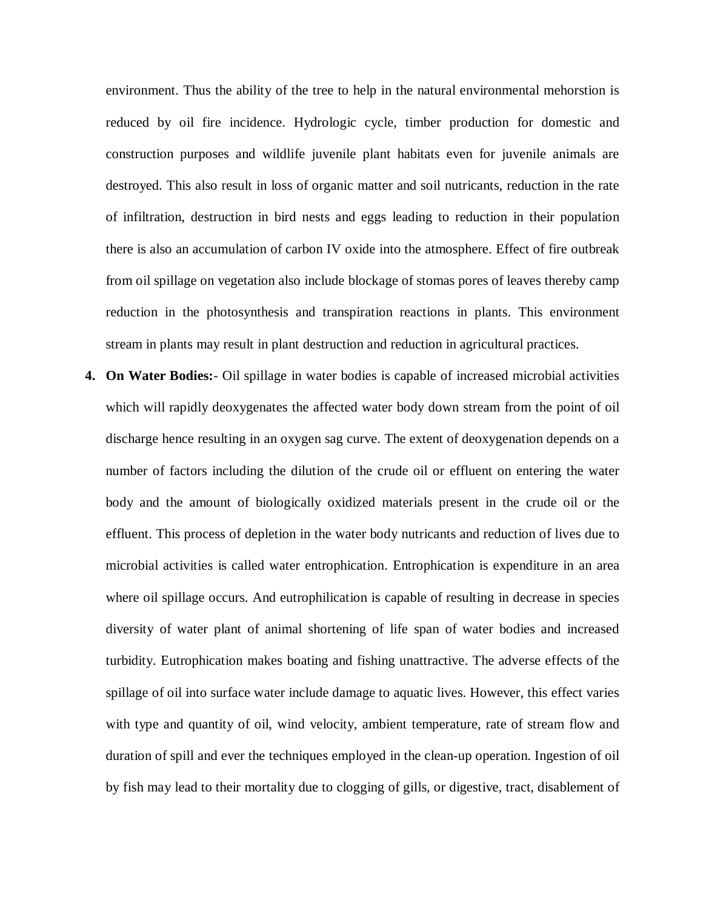environment. Thus the ability of the tree to help in the natural environmental mehorstion is reduced by oil fire incidence. Hydrologic cycle, timber production for domestic and construction purposes and wildlife juvenile plant habitats even for juvenile animals are destroyed. This also result in loss of organic matter and soil nutricants, reduction in the rate of infiltration, destruction in bird nests and eggs leading to reduction in their population there is also an accumulation of carbon IV oxide into the atmosphere. Effect of fire outbreak from oil spillage on vegetation also include blockage of stomas pores of leaves thereby camp reduction in the photosynthesis and transpiration reactions in plants. This environment stream in plants may result in plant destruction and reduction in agricultural practices.

4. **On Water Bodies:**- Oil spillage in water bodies is capable of increased microbial activities which will rapidly deoxygenates the affected water body down stream from the point of oil discharge hence resulting in an oxygen sag curve. The extent of deoxygenation depends on a number of factors including the dilution of the crude oil or effluent on entering the water body and the amount of biologically oxidized materials present in the crude oil or the effluent. This process of depletion in the water body nutricants and reduction of lives due to microbial activities is called water entrophication. Entrophication is expenditure in an area where oil spillage occurs. And eutrophilication is capable of resulting in decrease in species diversity of water plant of animal shortening of life span of water bodies and increased turbidity. Eutrophication makes boating and fishing unattractive. The adverse effects of the spillage of oil into surface water include damage to aquatic lives. However, this effect varies with type and quantity of oil, wind velocity, ambient temperature, rate of stream flow and duration of spill and ever the techniques employed in the clean-up operation. Ingestion of oil by fish may lead to their mortality due to clogging of gills, or digestive, tract, disablement of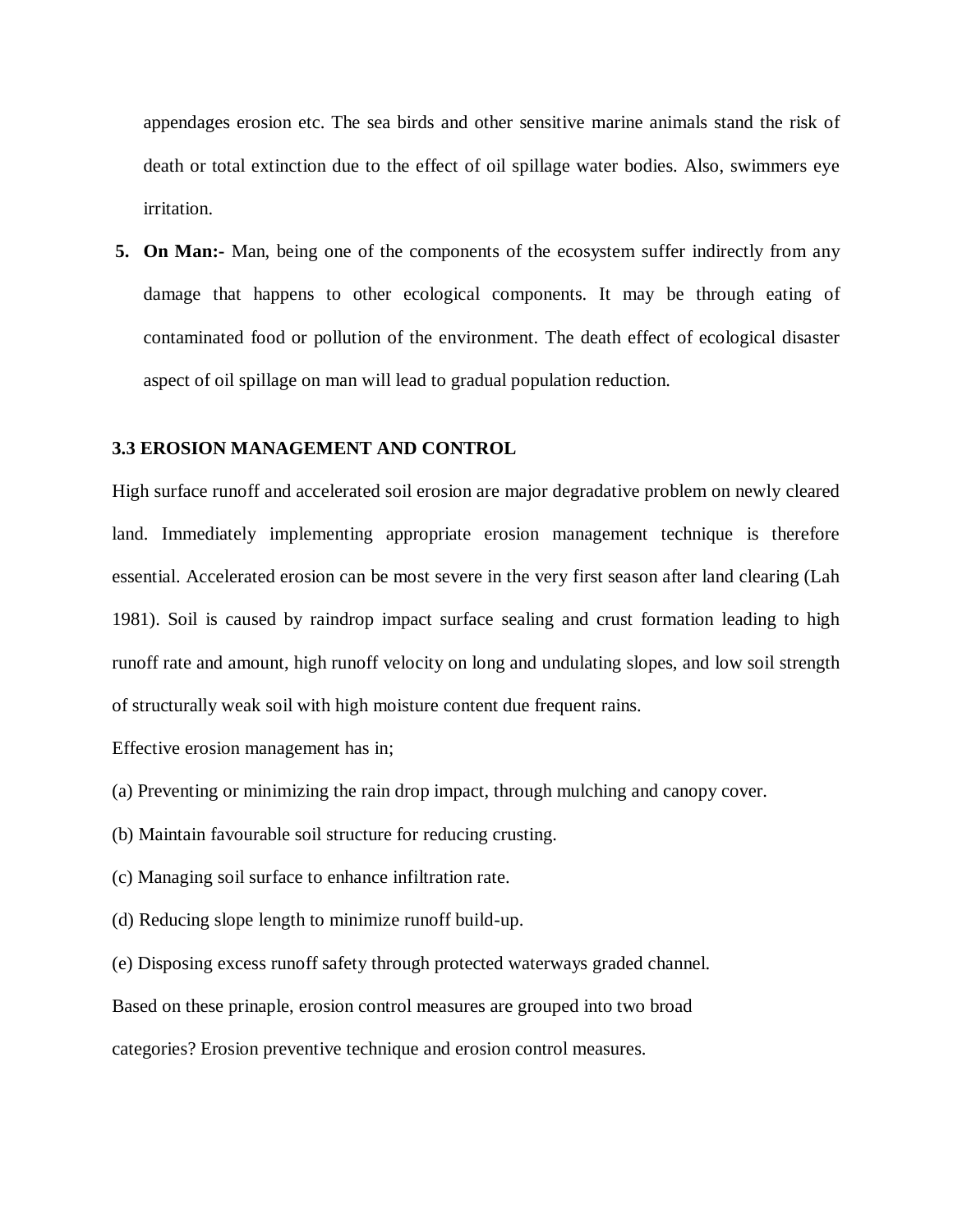appendages erosion etc. The sea birds and other sensitive marine animals stand the risk of death or total extinction due to the effect of oil spillage water bodies. Also, swimmers eye irritation.

5. **On Man:-** Man, being one of the components of the ecosystem suffer indirectly from any damage that happens to other ecological components. It may be through eating of contaminated food or pollution of the environment. The death effect of ecological disaster aspect of oil spillage on man will lead to gradual population reduction.

### 3.3 EROSION MANAGEMENT AND CONTROL

High surface runoff and accelerated soil erosion are major degradative problem on newly cleared land. Immediately implementing appropriate erosion management technique is therefore essential. Accelerated erosion can be most severe in the very first season after land clearing (Lah 1981). Soil is caused by raindrop impact surface sealing and crust formation leading to high runoff rate and amount, high runoff velocity on long and undulating slopes, and low soil strength of structurally weak soil with high moisture content due frequent rains.

Effective erosion management has in;

(a) Preventing or minimizing the rain drop impact, through mulching and canopy cover.

(b) Maintain favourable soil structure for reducing crusting.

(c) Managing soil surface to enhance infiltration rate.

(d) Reducing slope length to minimize runoff build-up.

(e) Disposing excess runoff safety through protected waterways graded channel.

Based on these prinaple, erosion control measures are grouped into two broad categories? Erosion preventive technique and erosion control measures.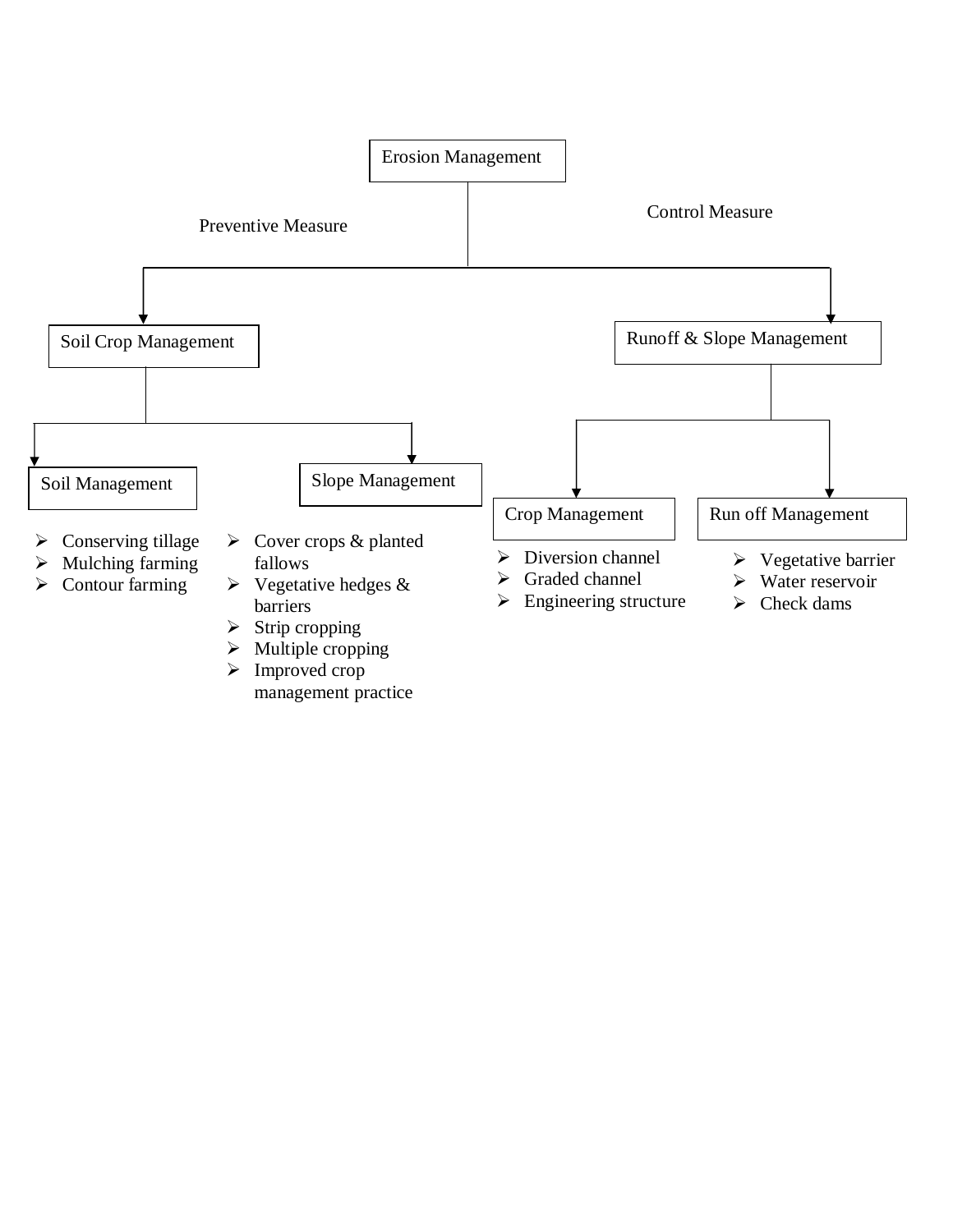Erosion Management

Preventive Measure

Control Measure

**Soil Crop Management**

- Soil Management
  - Conserving tillage
  - Mulching farming
  - Contour farming
- Slope Management
  - Cover crops & planted fallows
  - Vegetative hedges & barriers
  - Strip cropping
  - Multiple cropping
  - Improved crop management practice

**Runoff & Slope Management**

- Crop Management
  - Diversion channel
  - Graded channel
  - Engineering structure
- Run off Management
  - Vegetative barrier
  - Water reservoir
  - Check dams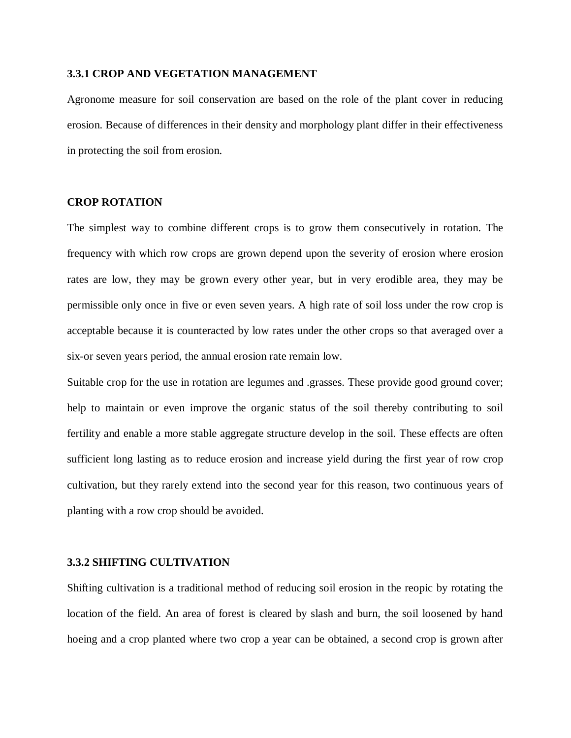### 3.3.1 CROP AND VEGETATION MANAGEMENT

Agronome measure for soil conservation are based on the role of the plant cover in reducing erosion. Because of differences in their density and morphology plant differ in their effectiveness in protecting the soil from erosion.

**CROP ROTATION**

The simplest way to combine different crops is to grow them consecutively in rotation. The frequency with which row crops are grown depend upon the severity of erosion where erosion rates are low, they may be grown every other year, but in very erodible area, they may be permissible only once in five or even seven years. A high rate of soil loss under the row crop is acceptable because it is counteracted by low rates under the other crops so that averaged over a six-or seven years period, the annual erosion rate remain low.

Suitable crop for the use in rotation are legumes and .grasses. These provide good ground cover; help to maintain or even improve the organic status of the soil thereby contributing to soil fertility and enable a more stable aggregate structure develop in the soil. These effects are often sufficient long lasting as to reduce erosion and increase yield during the first year of row crop cultivation, but they rarely extend into the second year for this reason, two continuous years of planting with a row crop should be avoided.

### 3.3.2 SHIFTING CULTIVATION

Shifting cultivation is a traditional method of reducing soil erosion in the reopic by rotating the location of the field. An area of forest is cleared by slash and burn, the soil loosened by hand hoeing and a crop planted where two crop a year can be obtained, a second crop is grown after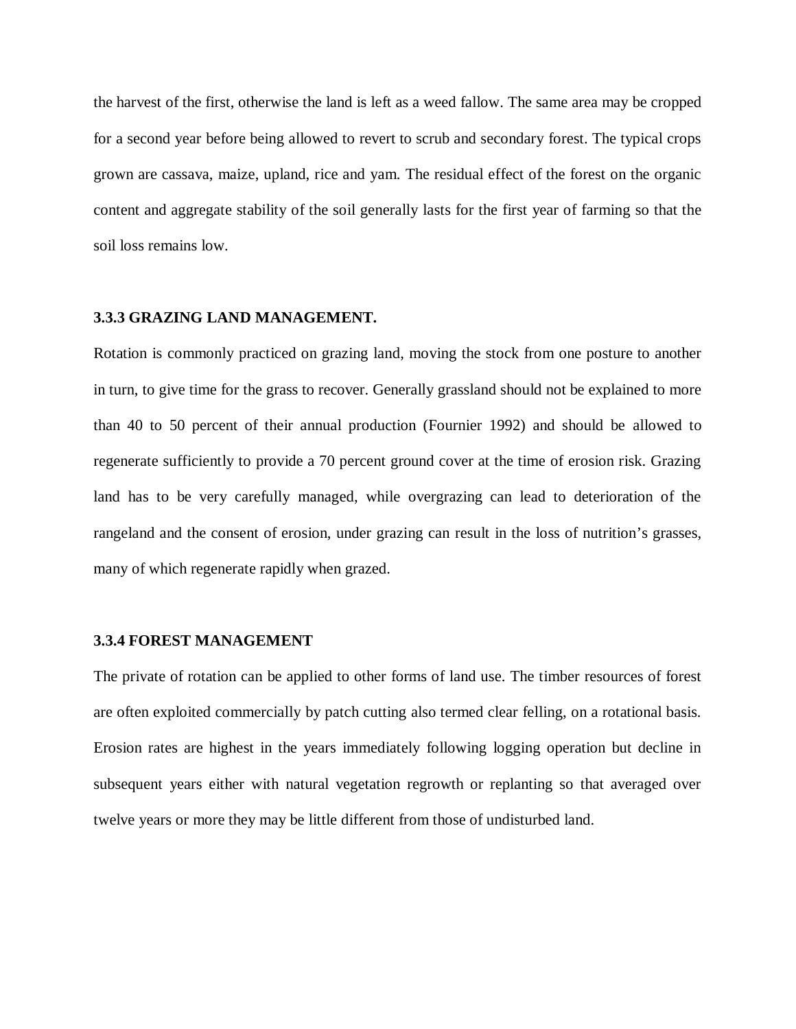the harvest of the first, otherwise the land is left as a weed fallow. The same area may be cropped for a second year before being allowed to revert to scrub and secondary forest. The typical crops grown are cassava, maize, upland, rice and yam. The residual effect of the forest on the organic content and aggregate stability of the soil generally lasts for the first year of farming so that the soil loss remains low.

### 3.3.3 GRAZING LAND MANAGEMENT.

Rotation is commonly practiced on grazing land, moving the stock from one posture to another in turn, to give time for the grass to recover. Generally grassland should not be explained to more than 40 to 50 percent of their annual production (Fournier 1992) and should be allowed to regenerate sufficiently to provide a 70 percent ground cover at the time of erosion risk. Grazing land has to be very carefully managed, while overgrazing can lead to deterioration of the rangeland and the consent of erosion, under grazing can result in the loss of nutrition's grasses, many of which regenerate rapidly when grazed.

### 3.3.4 FOREST MANAGEMENT

The private of rotation can be applied to other forms of land use. The timber resources of forest are often exploited commercially by patch cutting also termed clear felling, on a rotational basis. Erosion rates are highest in the years immediately following logging operation but decline in subsequent years either with natural vegetation regrowth or replanting so that averaged over twelve years or more they may be little different from those of undisturbed land.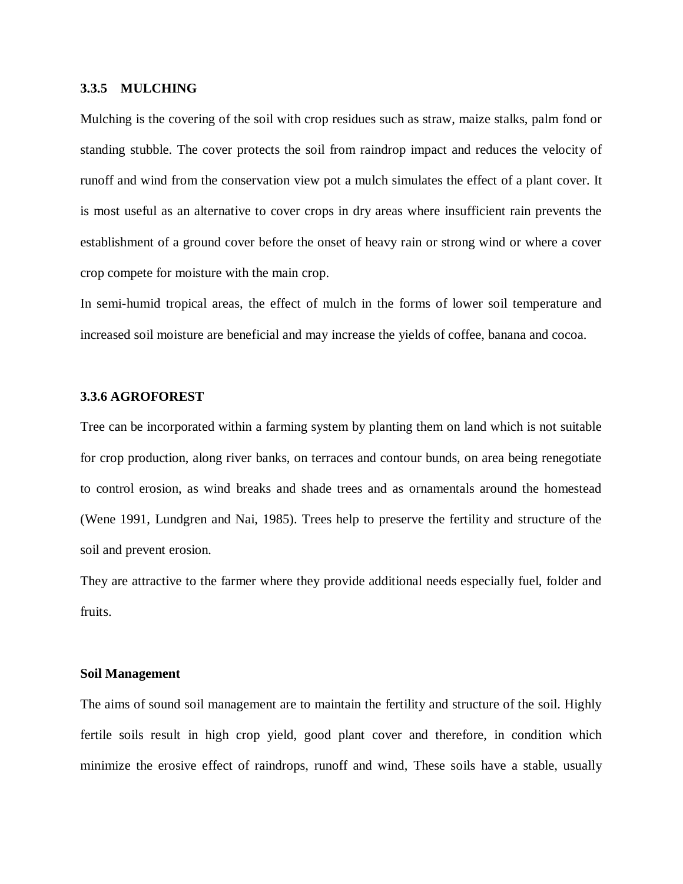### 3.3.5 MULCHING

Mulching is the covering of the soil with crop residues such as straw, maize stalks, palm fond or standing stubble. The cover protects the soil from raindrop impact and reduces the velocity of runoff and wind from the conservation view pot a mulch simulates the effect of a plant cover. It is most useful as an alternative to cover crops in dry areas where insufficient rain prevents the establishment of a ground cover before the onset of heavy rain or strong wind or where a cover crop compete for moisture with the main crop.

In semi-humid tropical areas, the effect of mulch in the forms of lower soil temperature and increased soil moisture are beneficial and may increase the yields of coffee, banana and cocoa.

### 3.3.6 AGROFOREST

Tree can be incorporated within a farming system by planting them on land which is not suitable for crop production, along river banks, on terraces and contour bunds, on area being renegotiate to control erosion, as wind breaks and shade trees and as ornamentals around the homestead (Wene 1991, Lundgren and Nai, 1985). Trees help to preserve the fertility and structure of the soil and prevent erosion.

They are attractive to the farmer where they provide additional needs especially fuel, folder and fruits.

**Soil Management**

The aims of sound soil management are to maintain the fertility and structure of the soil. Highly fertile soils result in high crop yield, good plant cover and therefore, in condition which minimize the erosive effect of raindrops, runoff and wind, These soils have a stable, usually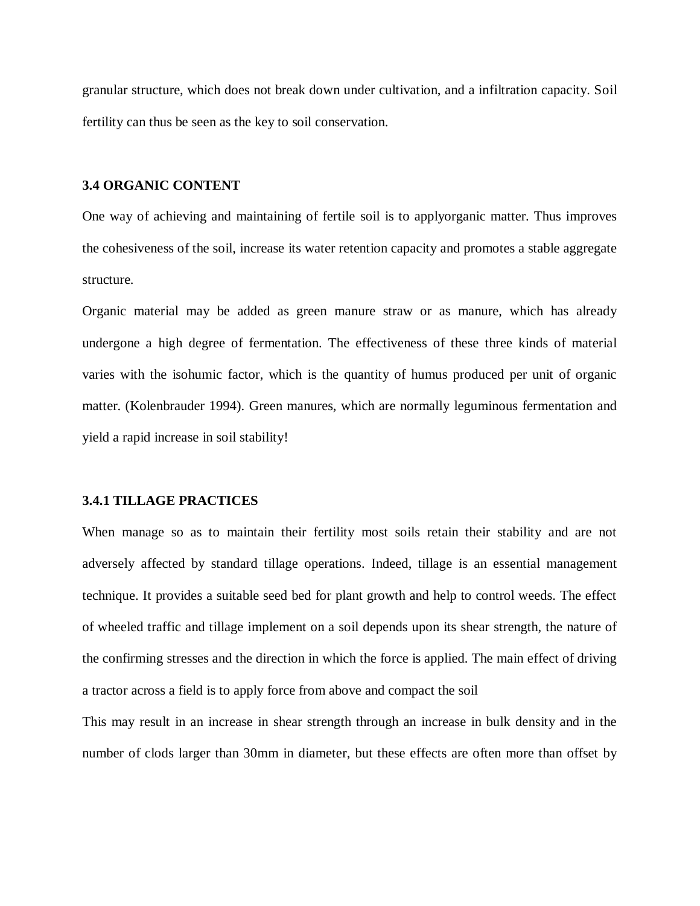granular structure, which does not break down under cultivation, and a infiltration capacity. Soil fertility can thus be seen as the key to soil conservation.

### 3.4 ORGANIC CONTENT

One way of achieving and maintaining of fertile soil is to applyorganic matter. Thus improves the cohesiveness of the soil, increase its water retention capacity and promotes a stable aggregate structure.

Organic material may be added as green manure straw or as manure, which has already undergone a high degree of fermentation. The effectiveness of these three kinds of material varies with the isohumic factor, which is the quantity of humus produced per unit of organic matter. (Kolenbrauder 1994). Green manures, which are normally leguminous fermentation and yield a rapid increase in soil stability!

#### 3.4.1 TILLAGE PRACTICES

When manage so as to maintain their fertility most soils retain their stability and are not adversely affected by standard tillage operations. Indeed, tillage is an essential management technique. It provides a suitable seed bed for plant growth and help to control weeds. The effect of wheeled traffic and tillage implement on a soil depends upon its shear strength, the nature of the confirming stresses and the direction in which the force is applied. The main effect of driving a tractor across a field is to apply force from above and compact the soil

This may result in an increase in shear strength through an increase in bulk density and in the number of clods larger than 30mm in diameter, but these effects are often more than offset by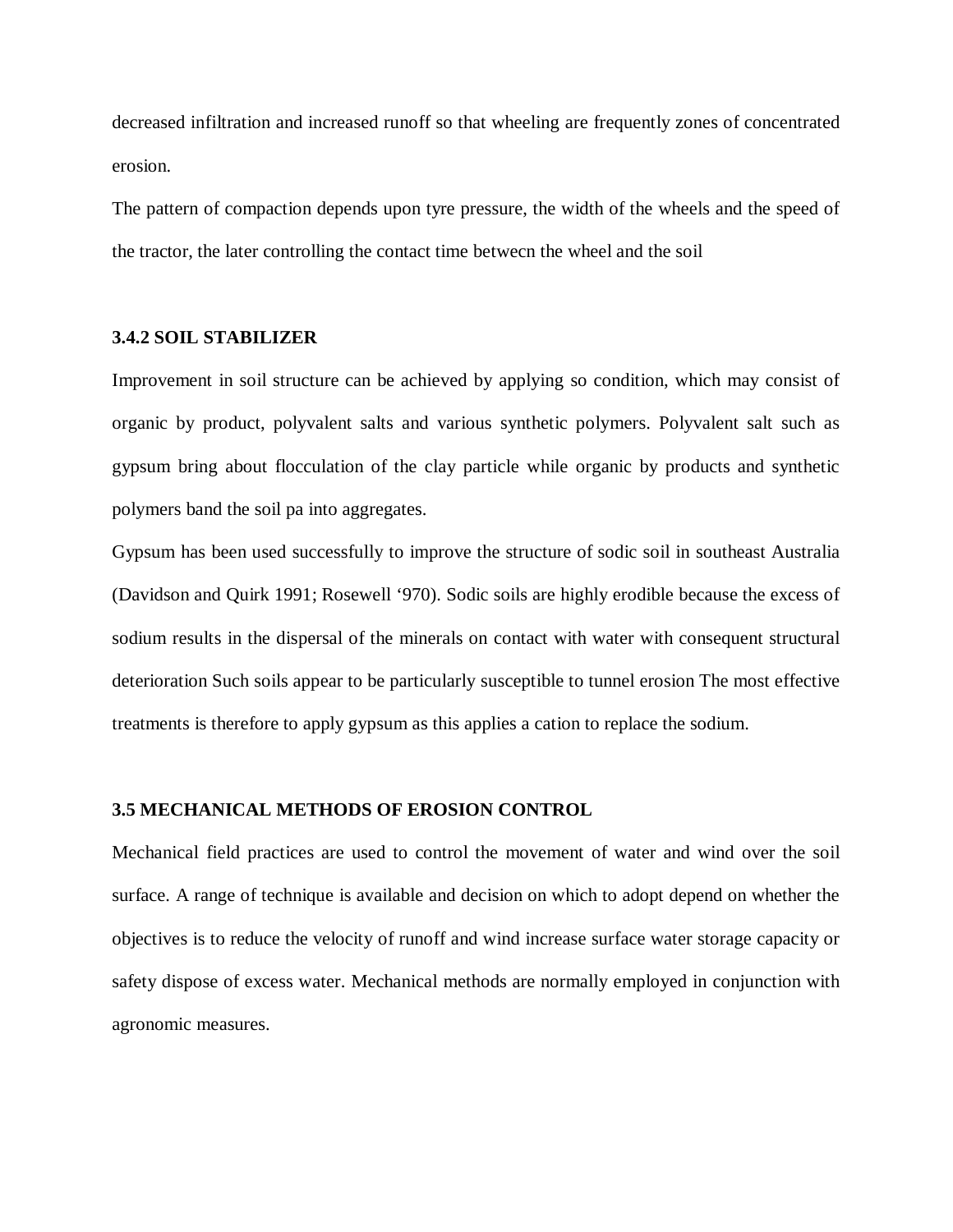decreased infiltration and increased runoff so that wheeling are frequently zones of concentrated erosion.

The pattern of compaction depends upon tyre pressure, the width of the wheels and the speed of the tractor, the later controlling the contact time betwecn the wheel and the soil

### 3.4.2 SOIL STABILIZER

Improvement in soil structure can be achieved by applying so condition, which may consist of organic by product, polyvalent salts and various synthetic polymers. Polyvalent salt such as gypsum bring about flocculation of the clay particle while organic by products and synthetic polymers band the soil pa into aggregates.

Gypsum has been used successfully to improve the structure of sodic soil in southeast Australia (Davidson and Quirk 1991; Rosewell '970). Sodic soils are highly erodible because the excess of sodium results in the dispersal of the minerals on contact with water with consequent structural deterioration Such soils appear to be particularly susceptible to tunnel erosion The most effective treatments is therefore to apply gypsum as this applies a cation to replace the sodium.

## 3.5 MECHANICAL METHODS OF EROSION CONTROL

Mechanical field practices are used to control the movement of water and wind over the soil surface. A range of technique is available and decision on which to adopt depend on whether the objectives is to reduce the velocity of runoff and wind increase surface water storage capacity or safety dispose of excess water. Mechanical methods are normally employed in conjunction with agronomic measures.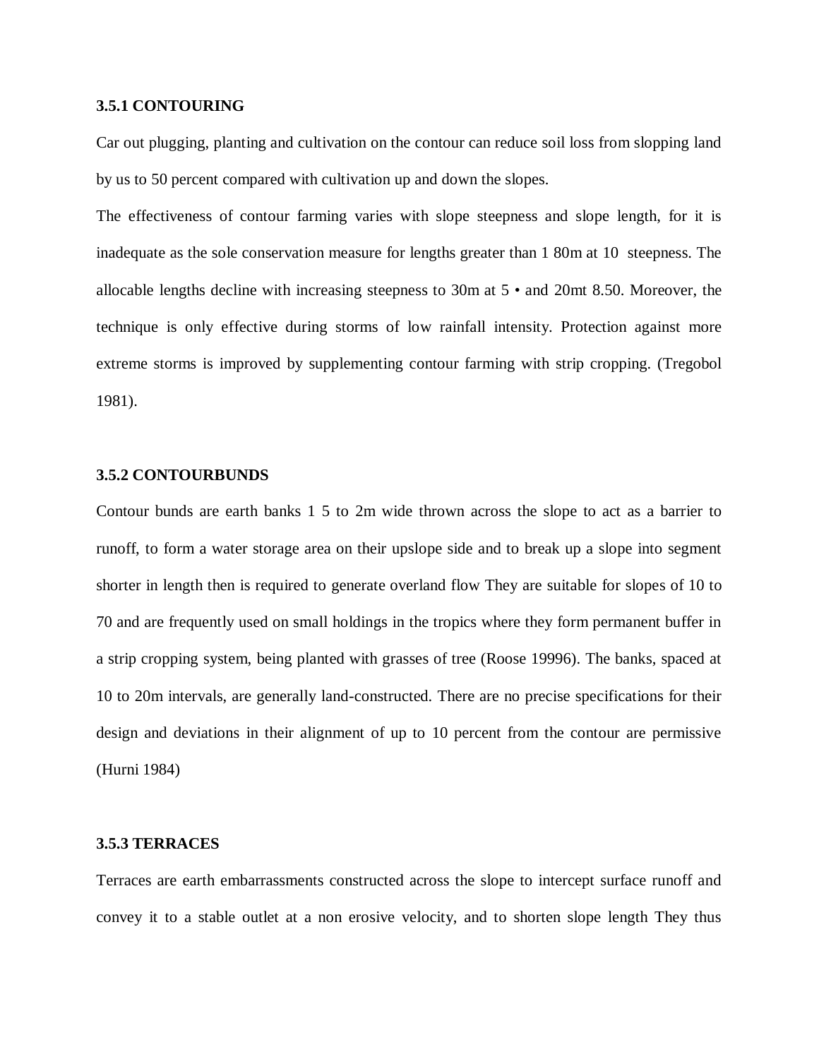### 3.5.1 CONTOURING

Car out plugging, planting and cultivation on the contour can reduce soil loss from slopping land by us to 50 percent compared with cultivation up and down the slopes.

The effectiveness of contour farming varies with slope steepness and slope length, for it is inadequate as the sole conservation measure for lengths greater than 1 80m at 10  steepness. The allocable lengths decline with increasing steepness to 30m at 5 • and 20mt 8.50. Moreover, the technique is only effective during storms of low rainfall intensity. Protection against more extreme storms is improved by supplementing contour farming with strip cropping. (Tregobol 1981).

### 3.5.2 CONTOURBUNDS

Contour bunds are earth banks 1 5 to 2m wide thrown across the slope to act as a barrier to runoff, to form a water storage area on their upslope side and to break up a slope into segment shorter in length then is required to generate overland flow They are suitable for slopes of 10 to 70 and are frequently used on small holdings in the tropics where they form permanent buffer in a strip cropping system, being planted with grasses of tree (Roose 19996). The banks, spaced at 10 to 20m intervals, are generally land-constructed. There are no precise specifications for their design and deviations in their alignment of up to 10 percent from the contour are permissive (Hurni 1984)

### 3.5.3 TERRACES

Terraces are earth embarrassments constructed across the slope to intercept surface runoff and convey it to a stable outlet at a non erosive velocity, and to shorten slope length They thus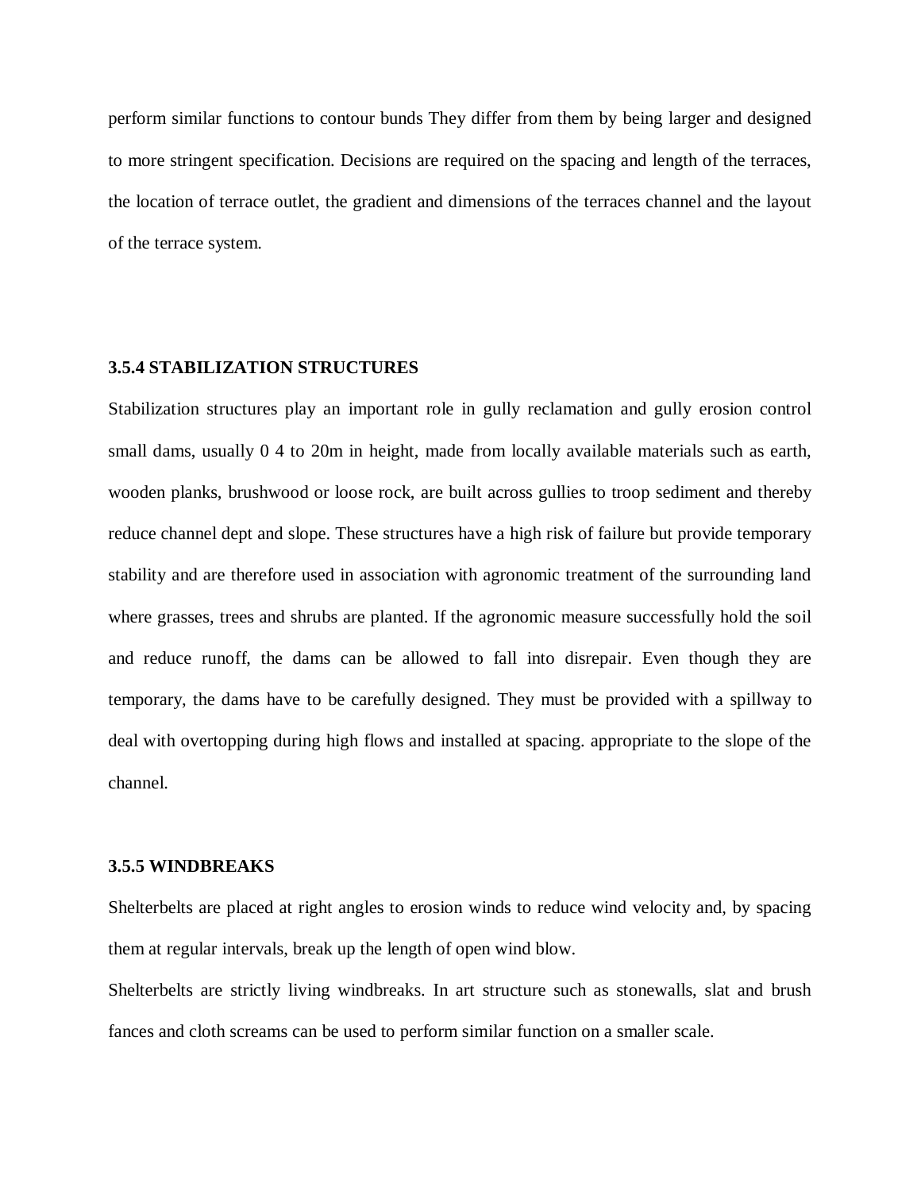perform similar functions to contour bunds They differ from them by being larger and designed to more stringent specification. Decisions are required on the spacing and length of the terraces, the location of terrace outlet, the gradient and dimensions of the terraces channel and the layout of the terrace system.

### 3.5.4 STABILIZATION STRUCTURES

Stabilization structures play an important role in gully reclamation and gully erosion control small dams, usually 0 4 to 20m in height, made from locally available materials such as earth, wooden planks, brushwood or loose rock, are built across gullies to troop sediment and thereby reduce channel dept and slope. These structures have a high risk of failure but provide temporary stability and are therefore used in association with agronomic treatment of the surrounding land where grasses, trees and shrubs are planted. If the agronomic measure successfully hold the soil and reduce runoff, the dams can be allowed to fall into disrepair. Even though they are temporary, the dams have to be carefully designed. They must be provided with a spillway to deal with overtopping during high flows and installed at spacing. appropriate to the slope of the channel.

### 3.5.5 WINDBREAKS

Shelterbelts are placed at right angles to erosion winds to reduce wind velocity and, by spacing them at regular intervals, break up the length of open wind blow.

Shelterbelts are strictly living windbreaks. In art structure such as stonewalls, slat and brush fances and cloth screams can be used to perform similar function on a smaller scale.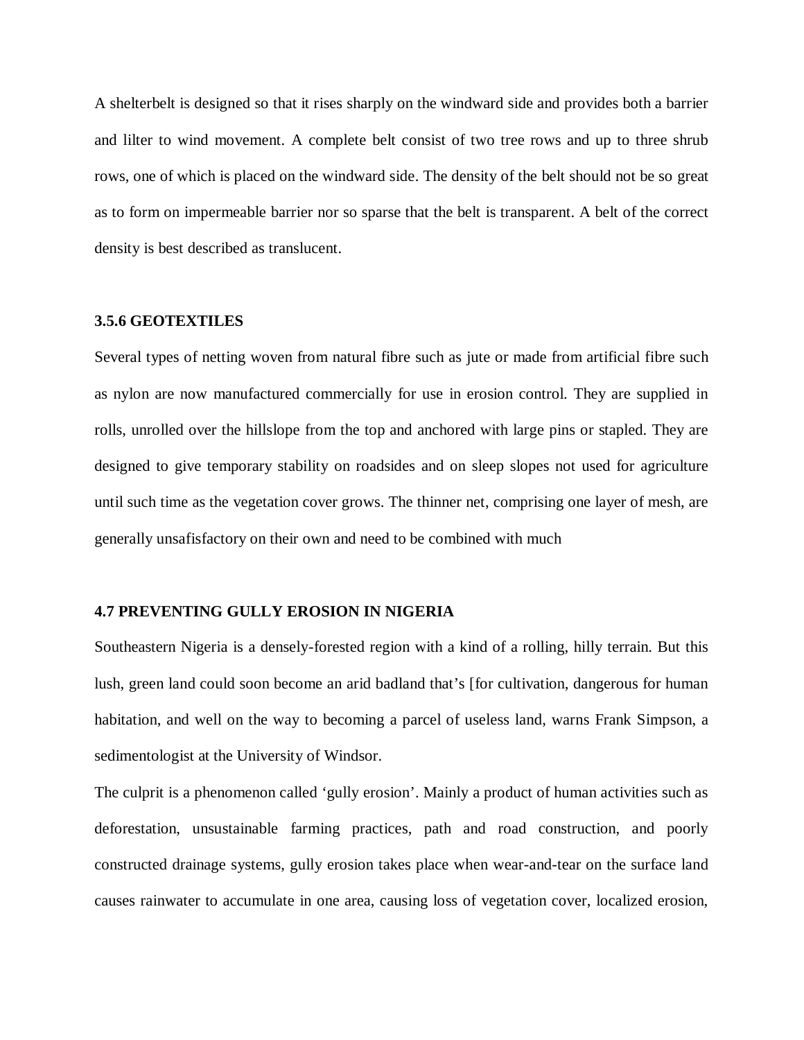A shelterbelt is designed so that it rises sharply on the windward side and provides both a barrier and lilter to wind movement. A complete belt consist of two tree rows and up to three shrub rows, one of which is placed on the windward side. The density of the belt should not be so great as to form on impermeable barrier nor so sparse that the belt is transparent. A belt of the correct density is best described as translucent.

### 3.5.6 GEOTEXTILES

Several types of netting woven from natural fibre such as jute or made from artificial fibre such as nylon are now manufactured commercially for use in erosion control. They are supplied in rolls, unrolled over the hillslope from the top and anchored with large pins or stapled. They are designed to give temporary stability on roadsides and on sleep slopes not used for agriculture until such time as the vegetation cover grows. The thinner net, comprising one layer of mesh, are generally unsafisfactory on their own and need to be combined with much

### 4.7 PREVENTING GULLY EROSION IN NIGERIA

Southeastern Nigeria is a densely-forested region with a kind of a rolling, hilly terrain. But this lush, green land could soon become an arid badland that's [for cultivation, dangerous for human habitation, and well on the way to becoming a parcel of useless land, warns Frank Simpson, a sedimentologist at the University of Windsor.

The culprit is a phenomenon called 'gully erosion'. Mainly a product of human activities such as deforestation, unsustainable farming practices, path and road construction, and poorly constructed drainage systems, gully erosion takes place when wear-and-tear on the surface land causes rainwater to accumulate in one area, causing loss of vegetation cover, localized erosion,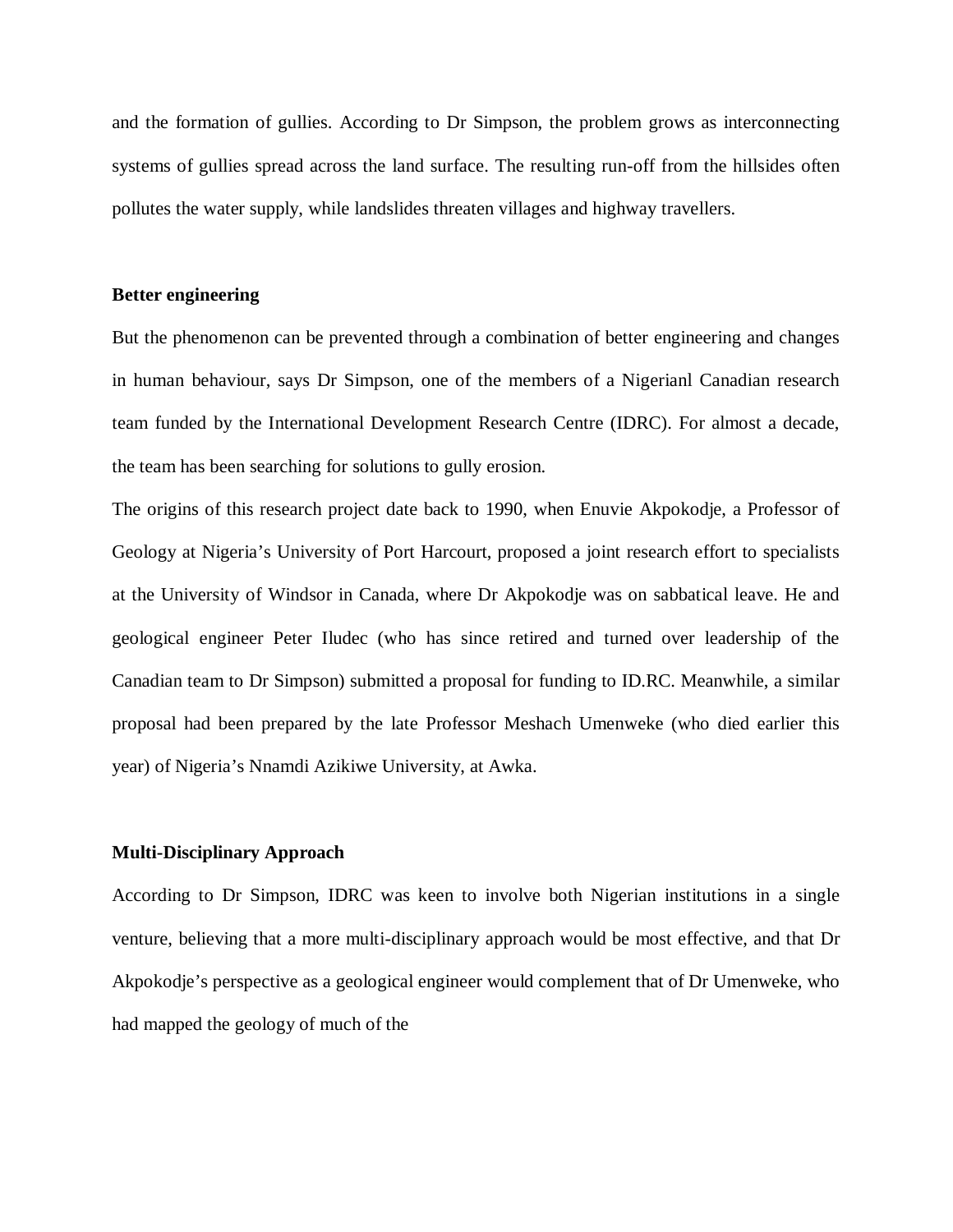and the formation of gullies. According to Dr Simpson, the problem grows as interconnecting systems of gullies spread across the land surface. The resulting run-off from the hillsides often pollutes the water supply, while landslides threaten villages and highway travellers.

**Better engineering**

But the phenomenon can be prevented through a combination of better engineering and changes in human behaviour, says Dr Simpson, one of the members of a Nigerianl Canadian research team funded by the International Development Research Centre (IDRC). For almost a decade, the team has been searching for solutions to gully erosion.

The origins of this research project date back to 1990, when Enuvie Akpokodje, a Professor of Geology at Nigeria's University of Port Harcourt, proposed a joint research effort to specialists at the University of Windsor in Canada, where Dr Akpokodje was on sabbatical leave. He and geological engineer Peter Iludec (who has since retired and turned over leadership of the Canadian team to Dr Simpson) submitted a proposal for funding to ID.RC. Meanwhile, a similar proposal had been prepared by the late Professor Meshach Umenweke (who died earlier this year) of Nigeria's Nnamdi Azikiwe University, at Awka.

**Multi-Disciplinary Approach**

According to Dr Simpson, IDRC was keen to involve both Nigerian institutions in a single venture, believing that a more multi-disciplinary approach would be most effective, and that Dr Akpokodje's perspective as a geological engineer would complement that of Dr Umenweke, who had mapped the geology of much of the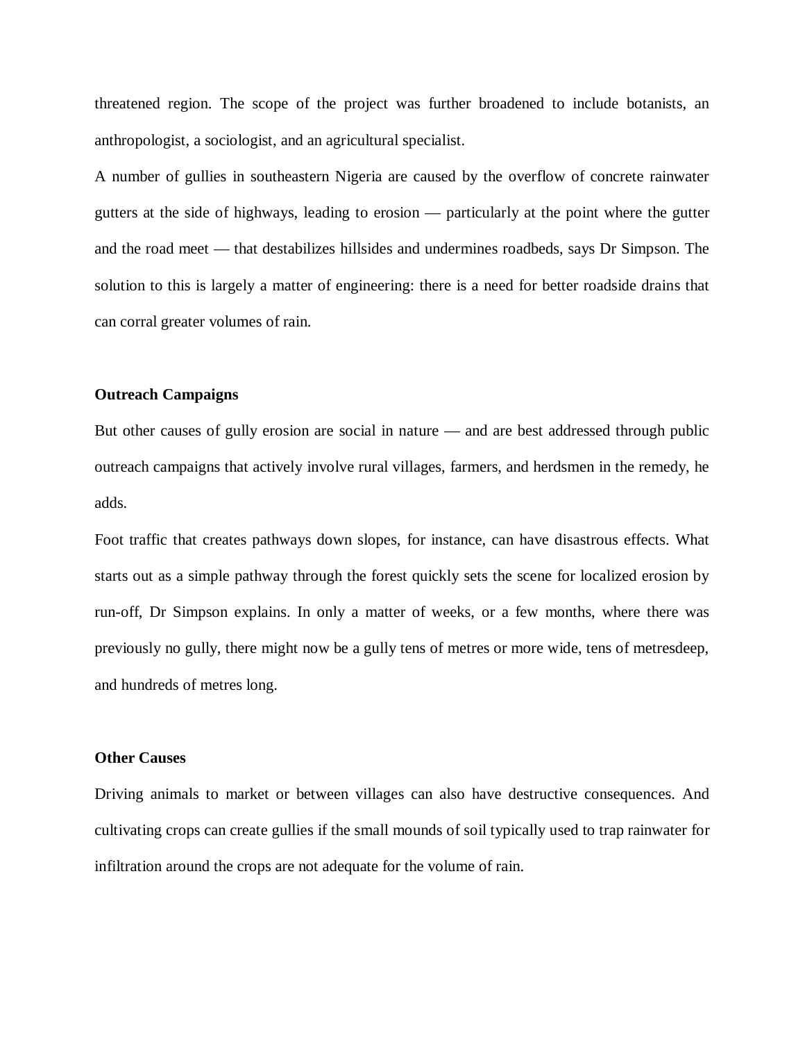threatened region. The scope of the project was further broadened to include botanists, an anthropologist, a sociologist, and an agricultural specialist.

A number of gullies in southeastern Nigeria are caused by the overflow of concrete rainwater gutters at the side of highways, leading to erosion — particularly at the point where the gutter and the road meet — that destabilizes hillsides and undermines roadbeds, says Dr Simpson. The solution to this is largely a matter of engineering: there is a need for better roadside drains that can corral greater volumes of rain.

**Outreach Campaigns**

But other causes of gully erosion are social in nature — and are best addressed through public outreach campaigns that actively involve rural villages, farmers, and herdsmen in the remedy, he adds.

Foot traffic that creates pathways down slopes, for instance, can have disastrous effects. What starts out as a simple pathway through the forest quickly sets the scene for localized erosion by run-off, Dr Simpson explains. In only a matter of weeks, or a few months, where there was previously no gully, there might now be a gully tens of metres or more wide, tens of metresdeep, and hundreds of metres long.

**Other Causes**

Driving animals to market or between villages can also have destructive consequences. And cultivating crops can create gullies if the small mounds of soil typically used to trap rainwater for infiltration around the crops are not adequate for the volume of rain.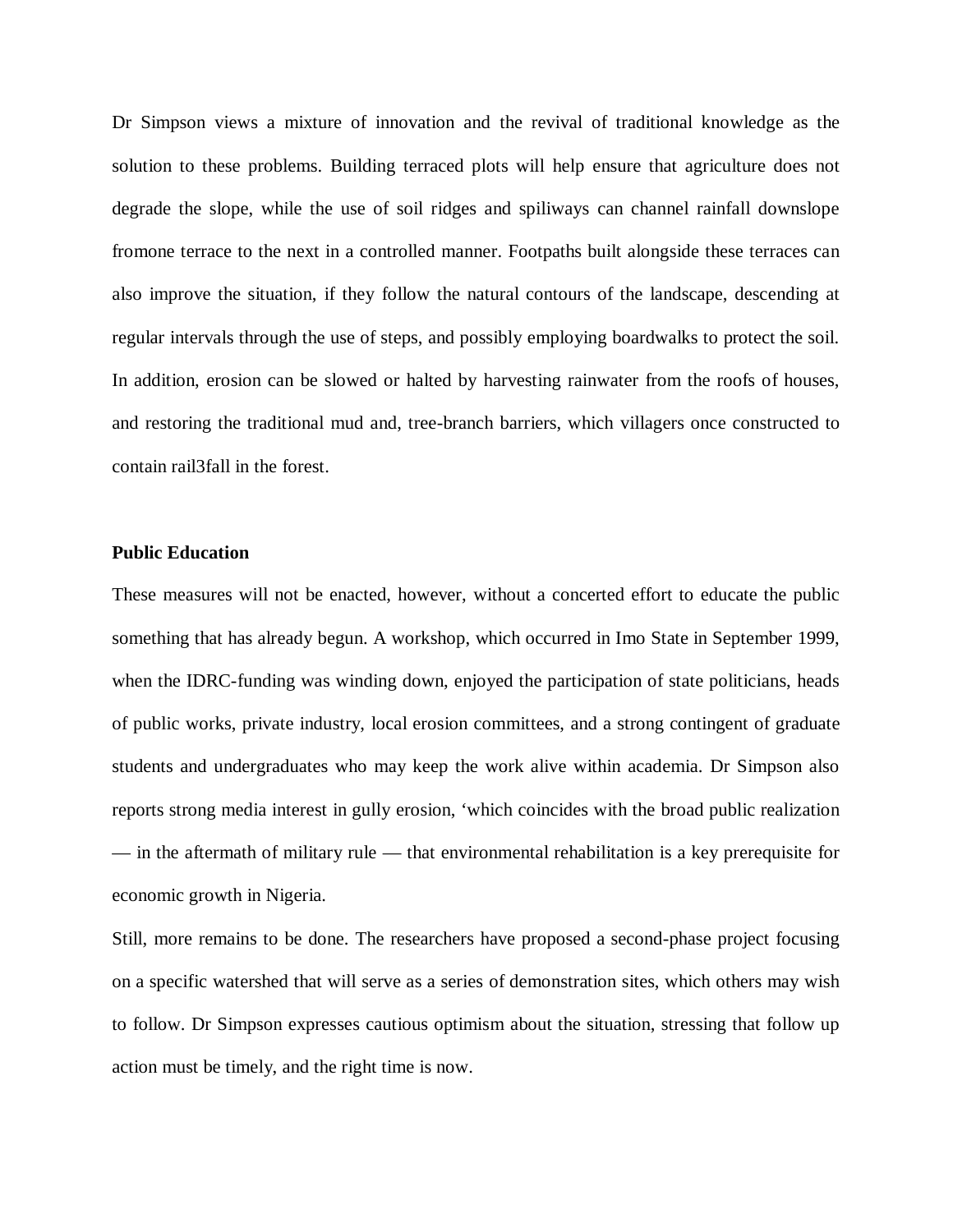Dr Simpson views a mixture of innovation and the revival of traditional knowledge as the solution to these problems. Building terraced plots will help ensure that agriculture does not degrade the slope, while the use of soil ridges and spiliways can channel rainfall downslope fromone terrace to the next in a controlled manner. Footpaths built alongside these terraces can also improve the situation, if they follow the natural contours of the landscape, descending at regular intervals through the use of steps, and possibly employing boardwalks to protect the soil. In addition, erosion can be slowed or halted by harvesting rainwater from the roofs of houses, and restoring the traditional mud and, tree-branch barriers, which villagers once constructed to contain rail3fall in the forest.

**Public Education**

These measures will not be enacted, however, without a concerted effort to educate the public something that has already begun. A workshop, which occurred in Imo State in September 1999, when the IDRC-funding was winding down, enjoyed the participation of state politicians, heads of public works, private industry, local erosion committees, and a strong contingent of graduate students and undergraduates who may keep the work alive within academia. Dr Simpson also reports strong media interest in gully erosion, 'which coincides with the broad public realization — in the aftermath of military rule — that environmental rehabilitation is a key prerequisite for economic growth in Nigeria.

Still, more remains to be done. The researchers have proposed a second-phase project focusing on a specific watershed that will serve as a series of demonstration sites, which others may wish to follow. Dr Simpson expresses cautious optimism about the situation, stressing that follow up action must be timely, and the right time is now.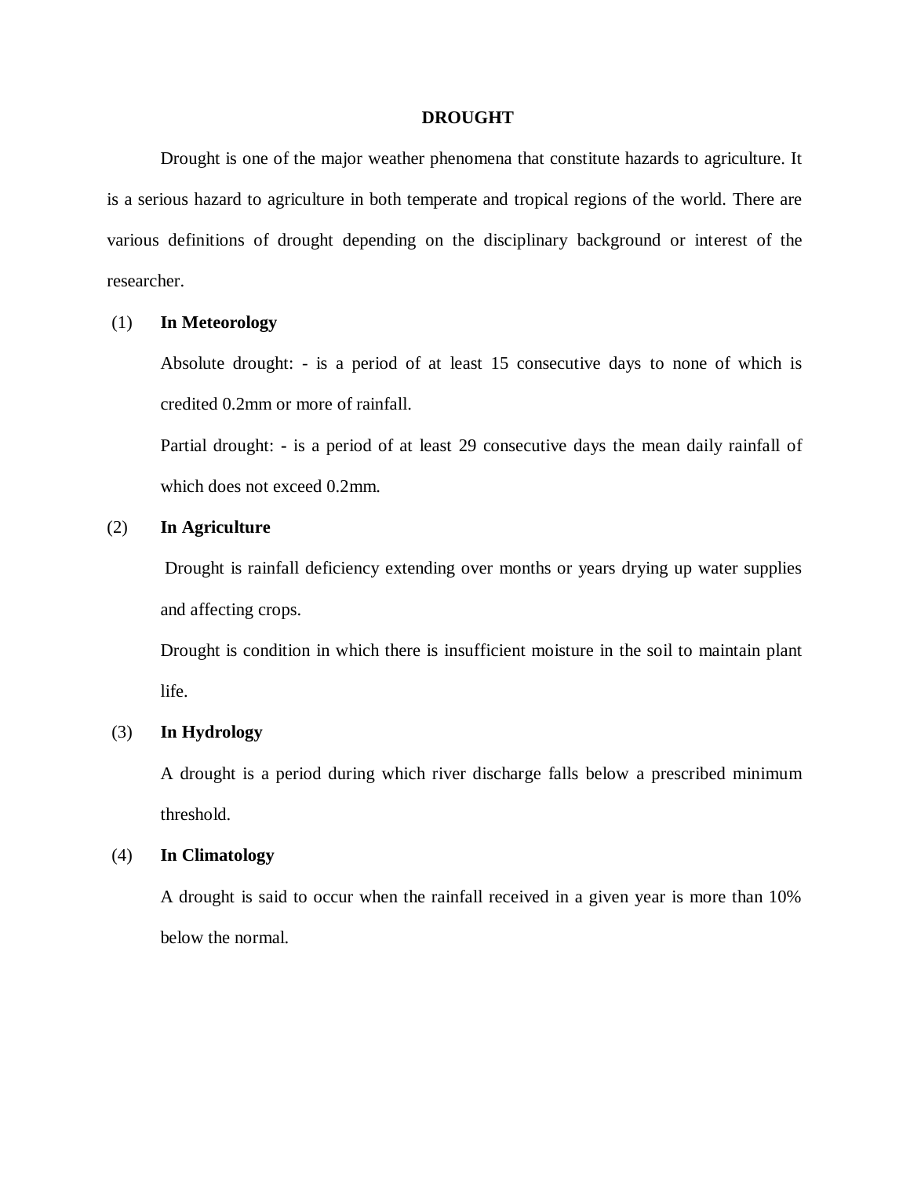# DROUGHT

Drought is one of the major weather phenomena that constitute hazards to agriculture. It is a serious hazard to agriculture in both temperate and tropical regions of the world. There are various definitions of drought depending on the disciplinary background or interest of the researcher.

(1) **In Meteorology**

Absolute drought: - is a period of at least 15 consecutive days to none of which is credited 0.2mm or more of rainfall.

Partial drought: - is a period of at least 29 consecutive days the mean daily rainfall of which does not exceed 0.2mm.

(2) **In Agriculture**

Drought is rainfall deficiency extending over months or years drying up water supplies and affecting crops.

Drought is condition in which there is insufficient moisture in the soil to maintain plant life.

(3) **In Hydrology**

A drought is a period during which river discharge falls below a prescribed minimum threshold.

(4) **In Climatology**

A drought is said to occur when the rainfall received in a given year is more than 10% below the normal.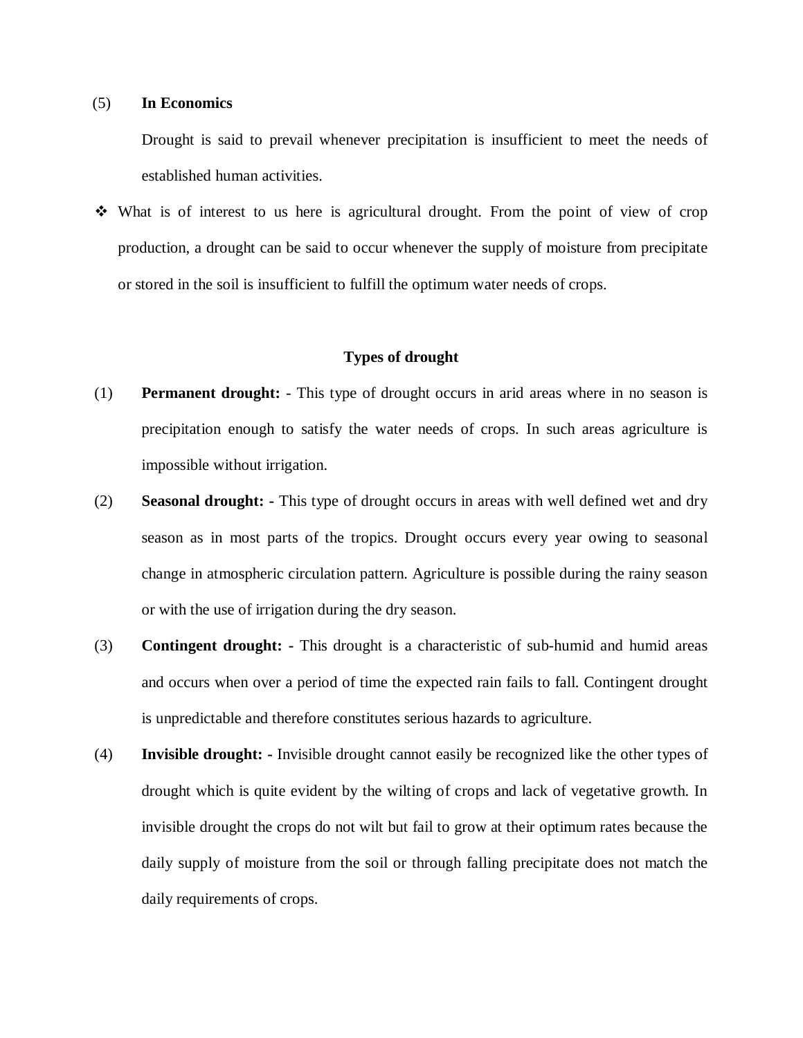(5) **In Economics**

Drought is said to prevail whenever precipitation is insufficient to meet the needs of established human activities.

- What is of interest to us here is agricultural drought. From the point of view of crop production, a drought can be said to occur whenever the supply of moisture from precipitate or stored in the soil is insufficient to fulfill the optimum water needs of crops.

## Types of drought

(1) **Permanent drought:** - This type of drought occurs in arid areas where in no season is precipitation enough to satisfy the water needs of crops. In such areas agriculture is impossible without irrigation.

(2) **Seasonal drought: -** This type of drought occurs in areas with well defined wet and dry season as in most parts of the tropics. Drought occurs every year owing to seasonal change in atmospheric circulation pattern. Agriculture is possible during the rainy season or with the use of irrigation during the dry season.

(3) **Contingent drought: -** This drought is a characteristic of sub-humid and humid areas and occurs when over a period of time the expected rain fails to fall. Contingent drought is unpredictable and therefore constitutes serious hazards to agriculture.

(4) **Invisible drought: -** Invisible drought cannot easily be recognized like the other types of drought which is quite evident by the wilting of crops and lack of vegetative growth. In invisible drought the crops do not wilt but fail to grow at their optimum rates because the daily supply of moisture from the soil or through falling precipitate does not match the daily requirements of crops.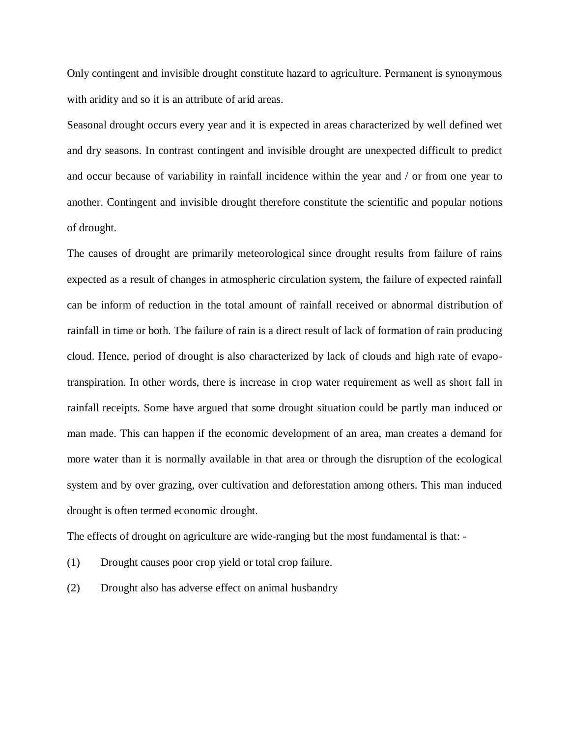Only contingent and invisible drought constitute hazard to agriculture. Permanent is synonymous with aridity and so it is an attribute of arid areas.

Seasonal drought occurs every year and it is expected in areas characterized by well defined wet and dry seasons. In contrast contingent and invisible drought are unexpected difficult to predict and occur because of variability in rainfall incidence within the year and / or from one year to another. Contingent and invisible drought therefore constitute the scientific and popular notions of drought.

The causes of drought are primarily meteorological since drought results from failure of rains expected as a result of changes in atmospheric circulation system, the failure of expected rainfall can be inform of reduction in the total amount of rainfall received or abnormal distribution of rainfall in time or both. The failure of rain is a direct result of lack of formation of rain producing cloud. Hence, period of drought is also characterized by lack of clouds and high rate of evapo-transpiration. In other words, there is increase in crop water requirement as well as short fall in rainfall receipts. Some have argued that some drought situation could be partly man induced or man made. This can happen if the economic development of an area, man creates a demand for more water than it is normally available in that area or through the disruption of the ecological system and by over grazing, over cultivation and deforestation among others. This man induced drought is often termed economic drought.

The effects of drought on agriculture are wide-ranging but the most fundamental is that: -

(1) Drought causes poor crop yield or total crop failure.

(2) Drought also has adverse effect on animal husbandry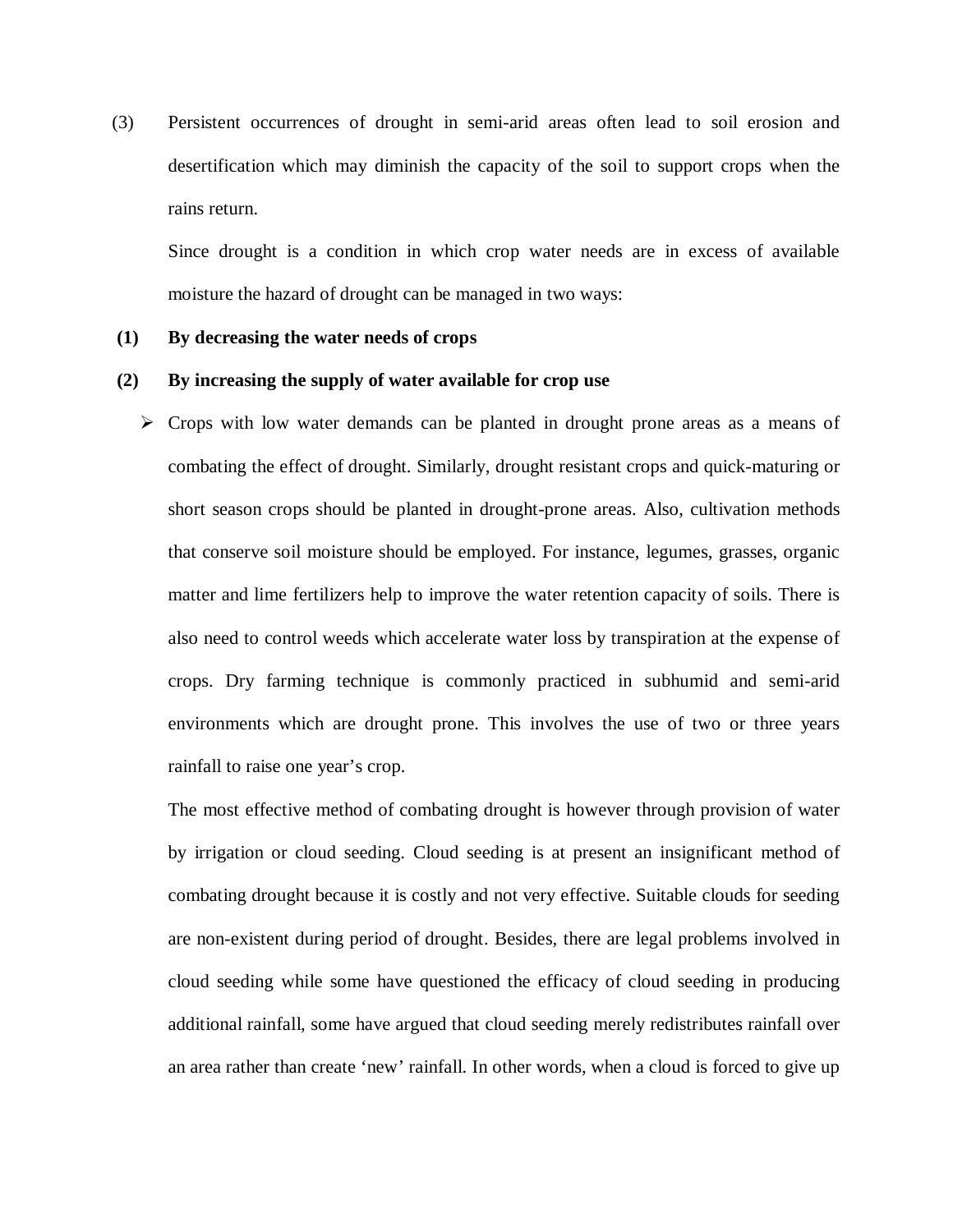(3) Persistent occurrences of drought in semi-arid areas often lead to soil erosion and desertification which may diminish the capacity of the soil to support crops when the rains return.

Since drought is a condition in which crop water needs are in excess of available moisture the hazard of drought can be managed in two ways:

**(1) By decreasing the water needs of crops**

**(2) By increasing the supply of water available for crop use**

- Crops with low water demands can be planted in drought prone areas as a means of combating the effect of drought. Similarly, drought resistant crops and quick-maturing or short season crops should be planted in drought-prone areas. Also, cultivation methods that conserve soil moisture should be employed. For instance, legumes, grasses, organic matter and lime fertilizers help to improve the water retention capacity of soils. There is also need to control weeds which accelerate water loss by transpiration at the expense of crops. Dry farming technique is commonly practiced in subhumid and semi-arid environments which are drought prone. This involves the use of two or three years rainfall to raise one year's crop.

  The most effective method of combating drought is however through provision of water by irrigation or cloud seeding. Cloud seeding is at present an insignificant method of combating drought because it is costly and not very effective. Suitable clouds for seeding are non-existent during period of drought. Besides, there are legal problems involved in cloud seeding while some have questioned the efficacy of cloud seeding in producing additional rainfall, some have argued that cloud seeding merely redistributes rainfall over an area rather than create 'new' rainfall. In other words, when a cloud is forced to give up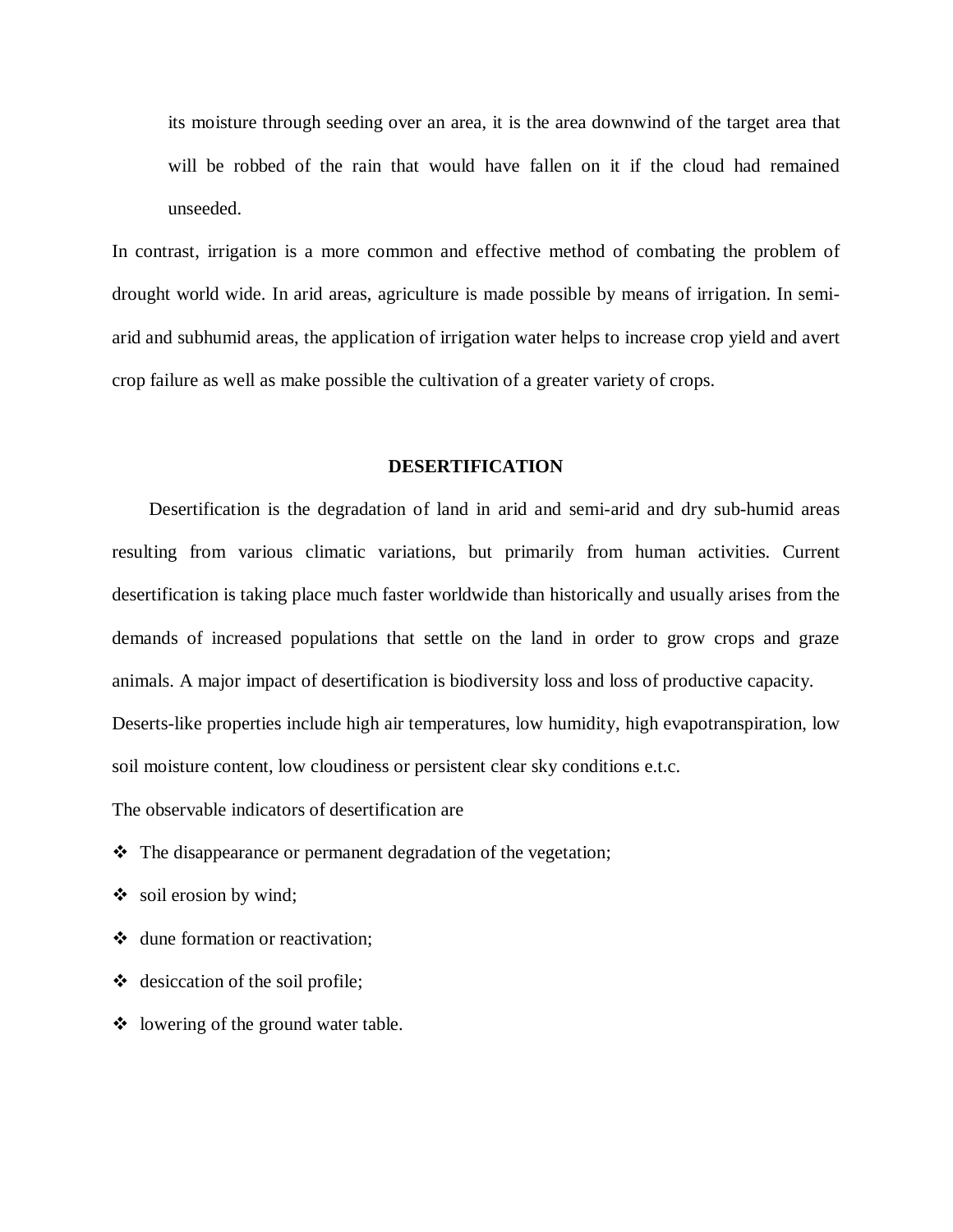its moisture through seeding over an area, it is the area downwind of the target area that will be robbed of the rain that would have fallen on it if the cloud had remained unseeded.

In contrast, irrigation is a more common and effective method of combating the problem of drought world wide. In arid areas, agriculture is made possible by means of irrigation. In semi-arid and subhumid areas, the application of irrigation water helps to increase crop yield and avert crop failure as well as make possible the cultivation of a greater variety of crops.

## DESERTIFICATION

Desertification is the degradation of land in arid and semi-arid and dry sub-humid areas resulting from various climatic variations, but primarily from human activities. Current desertification is taking place much faster worldwide than historically and usually arises from the demands of increased populations that settle on the land in order to grow crops and graze animals. A major impact of desertification is biodiversity loss and loss of productive capacity.

Deserts-like properties include high air temperatures, low humidity, high evapotranspiration, low soil moisture content, low cloudiness or persistent clear sky conditions e.t.c.

The observable indicators of desertification are

- The disappearance or permanent degradation of the vegetation;
- soil erosion by wind;
- dune formation or reactivation;
- desiccation of the soil profile;
- lowering of the ground water table.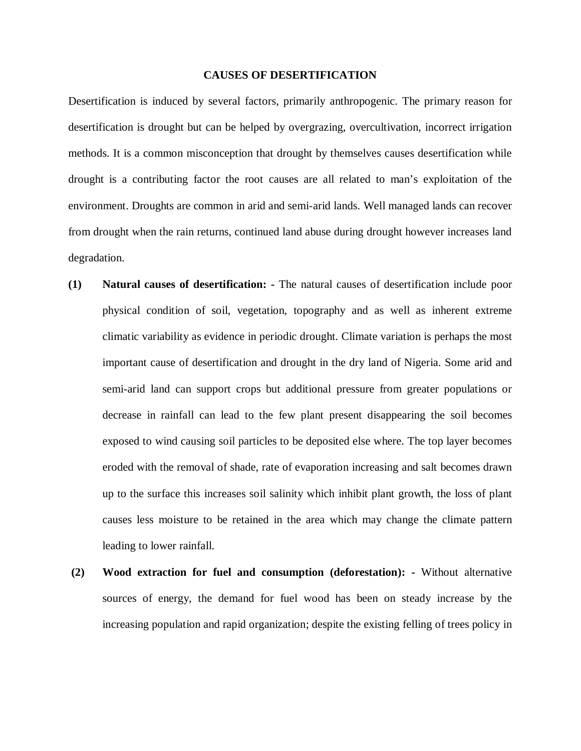## CAUSES OF DESERTIFICATION

Desertification is induced by several factors, primarily anthropogenic. The primary reason for desertification is drought but can be helped by overgrazing, overcultivation, incorrect irrigation methods. It is a common misconception that drought by themselves causes desertification while drought is a contributing factor the root causes are all related to man's exploitation of the environment. Droughts are common in arid and semi-arid lands. Well managed lands can recover from drought when the rain returns, continued land abuse during drought however increases land degradation.

**(1) Natural causes of desertification: -** The natural causes of desertification include poor physical condition of soil, vegetation, topography and as well as inherent extreme climatic variability as evidence in periodic drought. Climate variation is perhaps the most important cause of desertification and drought in the dry land of Nigeria. Some arid and semi-arid land can support crops but additional pressure from greater populations or decrease in rainfall can lead to the few plant present disappearing the soil becomes exposed to wind causing soil particles to be deposited else where. The top layer becomes eroded with the removal of shade, rate of evaporation increasing and salt becomes drawn up to the surface this increases soil salinity which inhibit plant growth, the loss of plant causes less moisture to be retained in the area which may change the climate pattern leading to lower rainfall.

**(2) Wood extraction for fuel and consumption (deforestation): -** Without alternative sources of energy, the demand for fuel wood has been on steady increase by the increasing population and rapid organization; despite the existing felling of trees policy in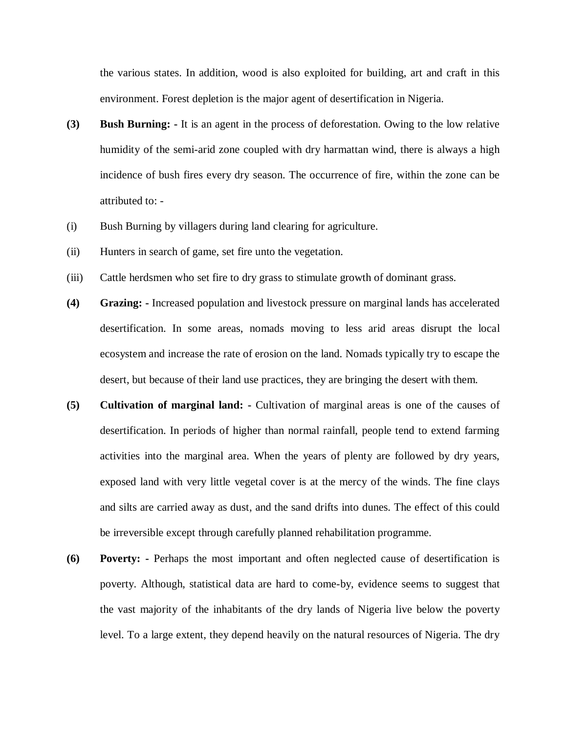the various states. In addition, wood is also exploited for building, art and craft in this environment. Forest depletion is the major agent of desertification in Nigeria.

**(3)** **Bush Burning: -** It is an agent in the process of deforestation. Owing to the low relative humidity of the semi-arid zone coupled with dry harmattan wind, there is always a high incidence of bush fires every dry season. The occurrence of fire, within the zone can be attributed to: -

(i) Bush Burning by villagers during land clearing for agriculture.

(ii) Hunters in search of game, set fire unto the vegetation.

(iii) Cattle herdsmen who set fire to dry grass to stimulate growth of dominant grass.

**(4)** **Grazing: -** Increased population and livestock pressure on marginal lands has accelerated desertification. In some areas, nomads moving to less arid areas disrupt the local ecosystem and increase the rate of erosion on the land. Nomads typically try to escape the desert, but because of their land use practices, they are bringing the desert with them.

**(5)** **Cultivation of marginal land: -** Cultivation of marginal areas is one of the causes of desertification. In periods of higher than normal rainfall, people tend to extend farming activities into the marginal area. When the years of plenty are followed by dry years, exposed land with very little vegetal cover is at the mercy of the winds. The fine clays and silts are carried away as dust, and the sand drifts into dunes. The effect of this could be irreversible except through carefully planned rehabilitation programme.

**(6)** **Poverty: -** Perhaps the most important and often neglected cause of desertification is poverty. Although, statistical data are hard to come-by, evidence seems to suggest that the vast majority of the inhabitants of the dry lands of Nigeria live below the poverty level. To a large extent, they depend heavily on the natural resources of Nigeria. The dry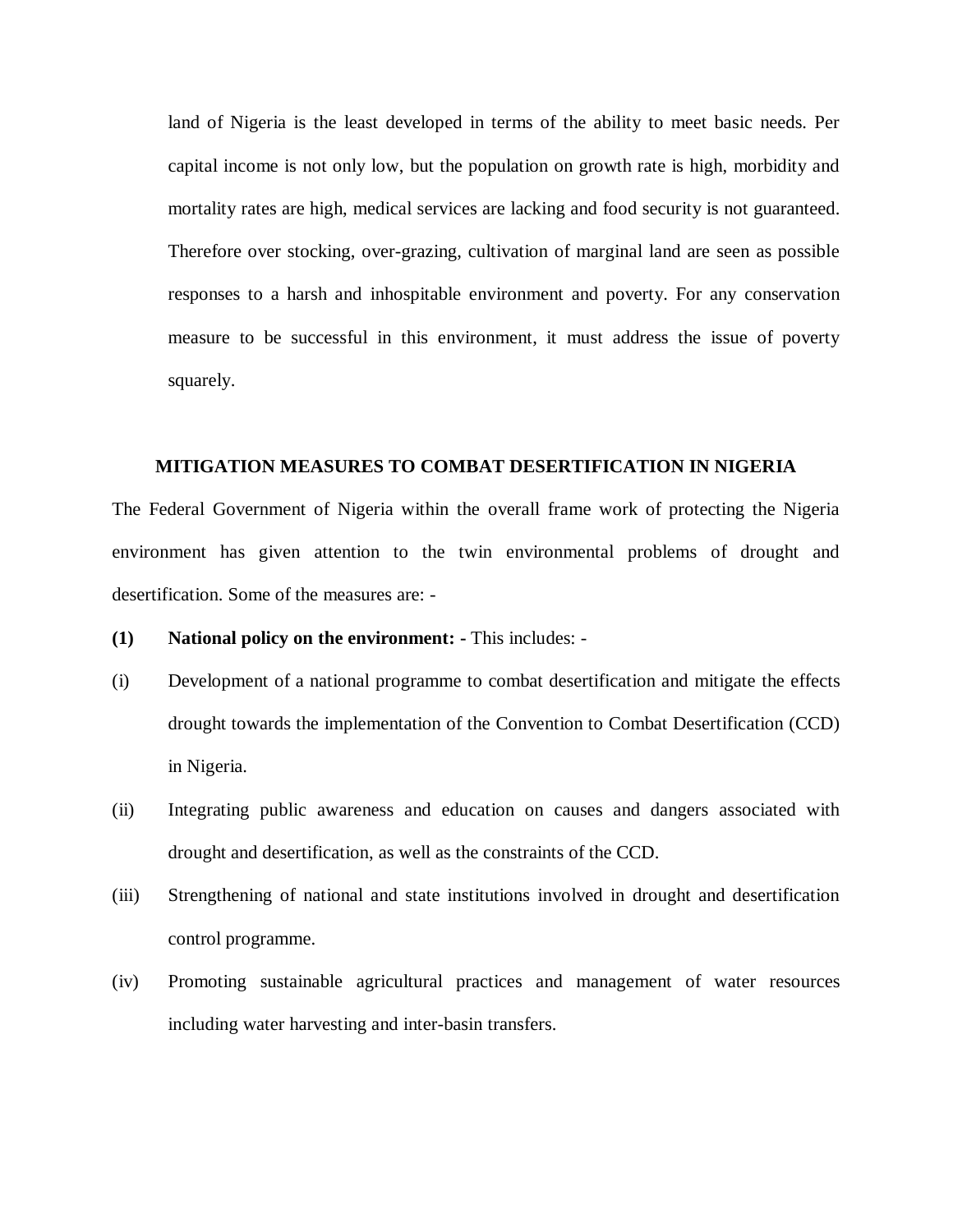land of Nigeria is the least developed in terms of the ability to meet basic needs. Per capital income is not only low, but the population on growth rate is high, morbidity and mortality rates are high, medical services are lacking and food security is not guaranteed. Therefore over stocking, over-grazing, cultivation of marginal land are seen as possible responses to a harsh and inhospitable environment and poverty. For any conservation measure to be successful in this environment, it must address the issue of poverty squarely.

## MITIGATION MEASURES TO COMBAT DESERTIFICATION IN NIGERIA

The Federal Government of Nigeria within the overall frame work of protecting the Nigeria environment has given attention to the twin environmental problems of drought and desertification. Some of the measures are: -

**(1) National policy on the environment: -** This includes: -

(i) Development of a national programme to combat desertification and mitigate the effects drought towards the implementation of the Convention to Combat Desertification (CCD) in Nigeria.

(ii) Integrating public awareness and education on causes and dangers associated with drought and desertification, as well as the constraints of the CCD.

(iii) Strengthening of national and state institutions involved in drought and desertification control programme.

(iv) Promoting sustainable agricultural practices and management of water resources including water harvesting and inter-basin transfers.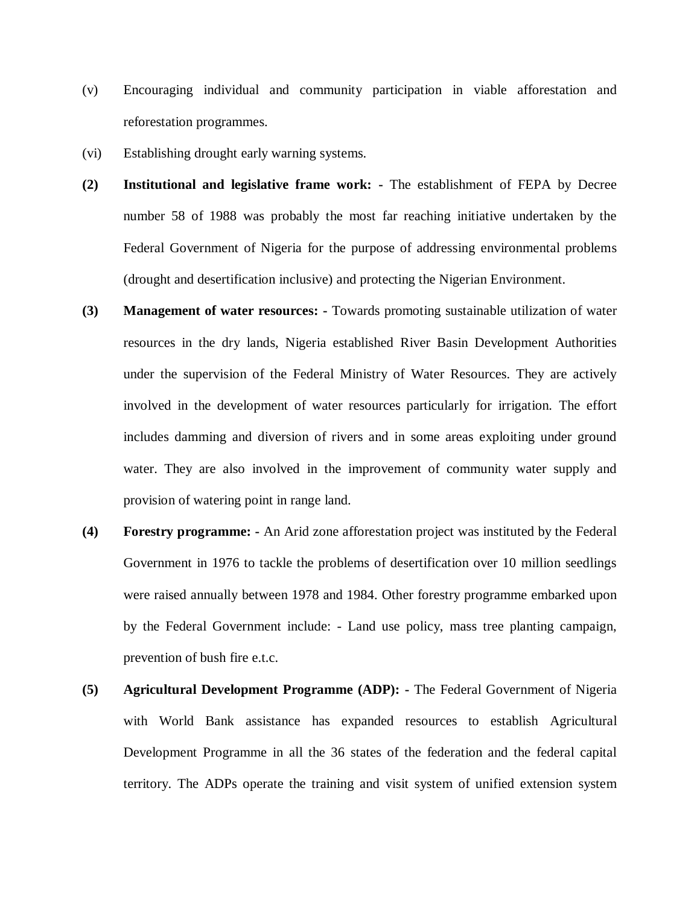(v) Encouraging individual and community participation in viable afforestation and reforestation programmes.

(vi) Establishing drought early warning systems.

**(2) Institutional and legislative frame work: -** The establishment of FEPA by Decree number 58 of 1988 was probably the most far reaching initiative undertaken by the Federal Government of Nigeria for the purpose of addressing environmental problems (drought and desertification inclusive) and protecting the Nigerian Environment.

**(3) Management of water resources: -** Towards promoting sustainable utilization of water resources in the dry lands, Nigeria established River Basin Development Authorities under the supervision of the Federal Ministry of Water Resources. They are actively involved in the development of water resources particularly for irrigation. The effort includes damming and diversion of rivers and in some areas exploiting under ground water. They are also involved in the improvement of community water supply and provision of watering point in range land.

**(4) Forestry programme: -** An Arid zone afforestation project was instituted by the Federal Government in 1976 to tackle the problems of desertification over 10 million seedlings were raised annually between 1978 and 1984. Other forestry programme embarked upon by the Federal Government include: - Land use policy, mass tree planting campaign, prevention of bush fire e.t.c.

**(5) Agricultural Development Programme (ADP): -** The Federal Government of Nigeria with World Bank assistance has expanded resources to establish Agricultural Development Programme in all the 36 states of the federation and the federal capital territory. The ADPs operate the training and visit system of unified extension system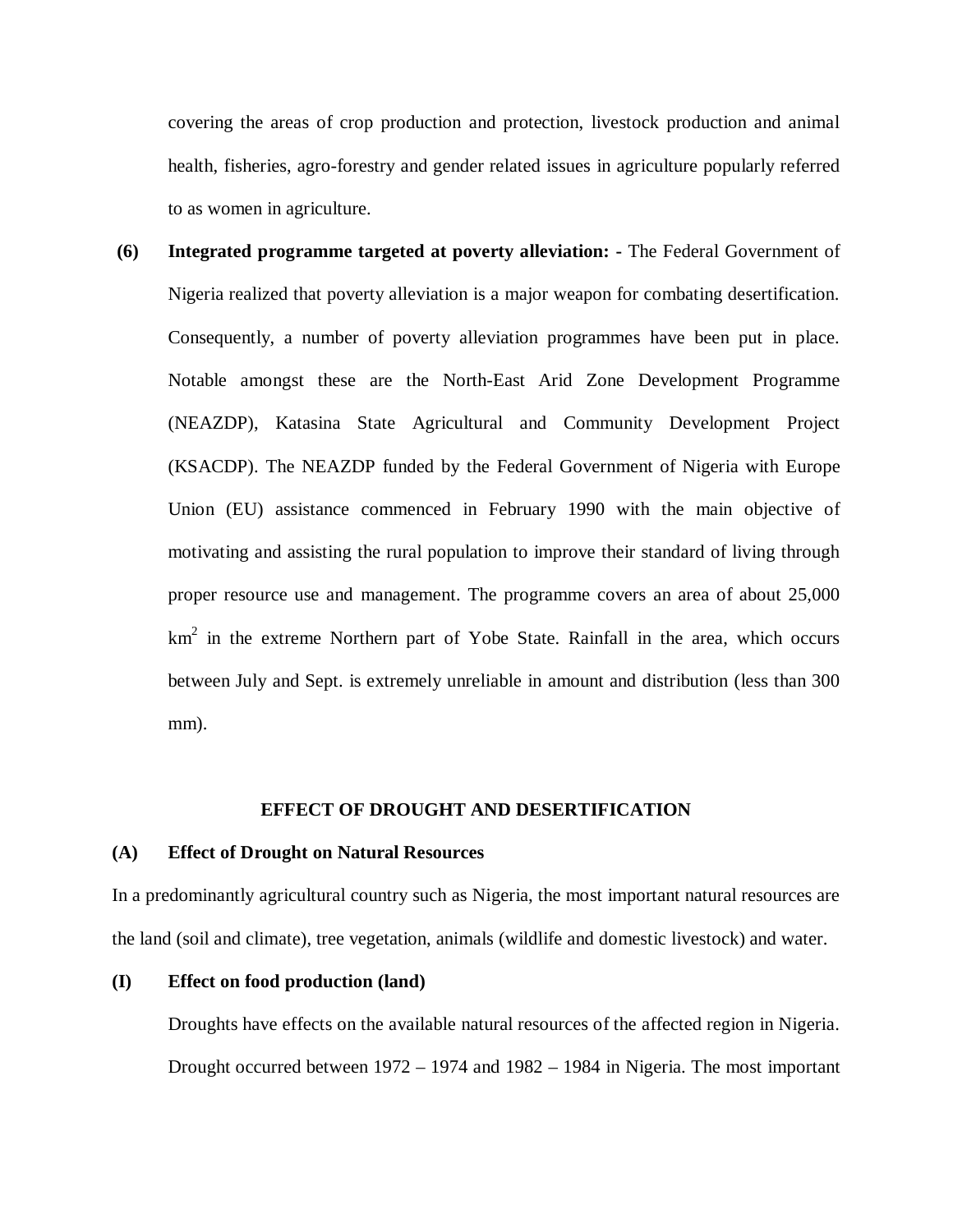covering the areas of crop production and protection, livestock production and animal health, fisheries, agro-forestry and gender related issues in agriculture popularly referred to as women in agriculture.

**(6) Integrated programme targeted at poverty alleviation: -** The Federal Government of Nigeria realized that poverty alleviation is a major weapon for combating desertification. Consequently, a number of poverty alleviation programmes have been put in place. Notable amongst these are the North-East Arid Zone Development Programme (NEAZDP), Katasina State Agricultural and Community Development Project (KSACDP). The NEAZDP funded by the Federal Government of Nigeria with Europe Union (EU) assistance commenced in February 1990 with the main objective of motivating and assisting the rural population to improve their standard of living through proper resource use and management. The programme covers an area of about 25,000 $km^2$ in the extreme Northern part of Yobe State. Rainfall in the area, which occurs between July and Sept. is extremely unreliable in amount and distribution (less than 300 mm).

## EFFECT OF DROUGHT AND DESERTIFICATION

### (A) Effect of Drought on Natural Resources

In a predominantly agricultural country such as Nigeria, the most important natural resources are the land (soil and climate), tree vegetation, animals (wildlife and domestic livestock) and water.

### (I) Effect on food production (land)

Droughts have effects on the available natural resources of the affected region in Nigeria. Drought occurred between 1972 – 1974 and 1982 – 1984 in Nigeria. The most important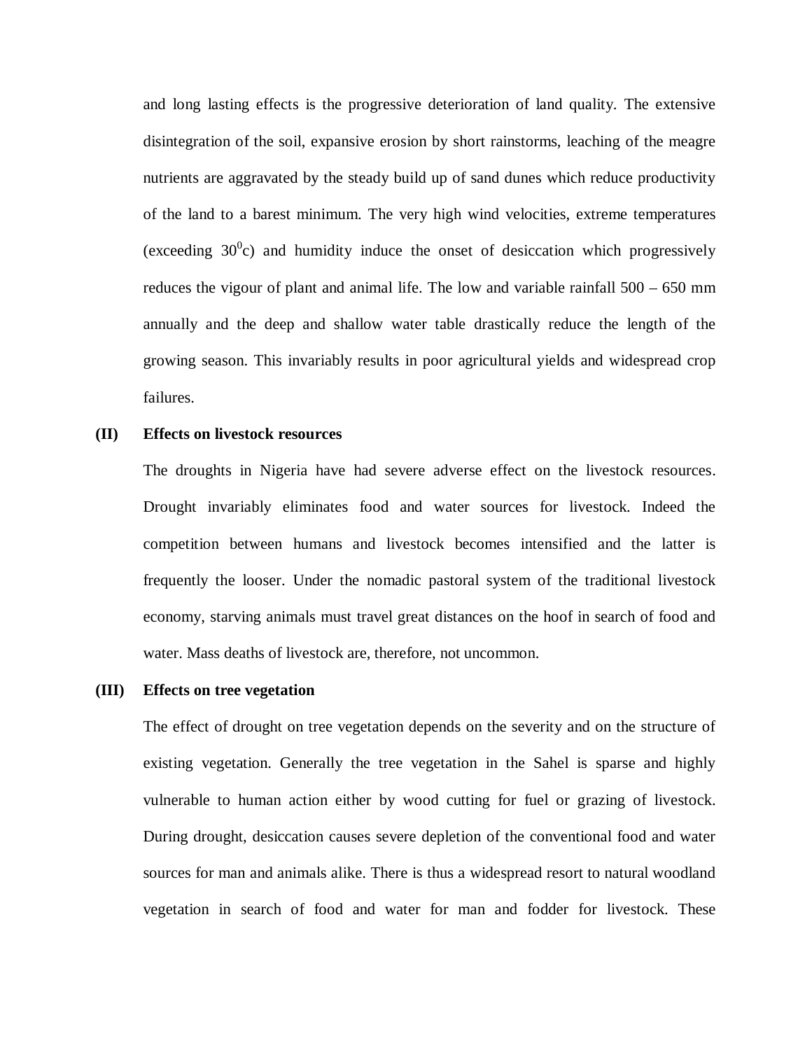and long lasting effects is the progressive deterioration of land quality. The extensive disintegration of the soil, expansive erosion by short rainstorms, leaching of the meagre nutrients are aggravated by the steady build up of sand dunes which reduce productivity of the land to a barest minimum. The very high wind velocities, extreme temperatures (exceeding $30^0$c) and humidity induce the onset of desiccation which progressively reduces the vigour of plant and animal life. The low and variable rainfall 500 – 650 mm annually and the deep and shallow water table drastically reduce the length of the growing season. This invariably results in poor agricultural yields and widespread crop failures.

**(II) Effects on livestock resources**

The droughts in Nigeria have had severe adverse effect on the livestock resources. Drought invariably eliminates food and water sources for livestock. Indeed the competition between humans and livestock becomes intensified and the latter is frequently the looser. Under the nomadic pastoral system of the traditional livestock economy, starving animals must travel great distances on the hoof in search of food and water. Mass deaths of livestock are, therefore, not uncommon.

**(III) Effects on tree vegetation**

The effect of drought on tree vegetation depends on the severity and on the structure of existing vegetation. Generally the tree vegetation in the Sahel is sparse and highly vulnerable to human action either by wood cutting for fuel or grazing of livestock. During drought, desiccation causes severe depletion of the conventional food and water sources for man and animals alike. There is thus a widespread resort to natural woodland vegetation in search of food and water for man and fodder for livestock. These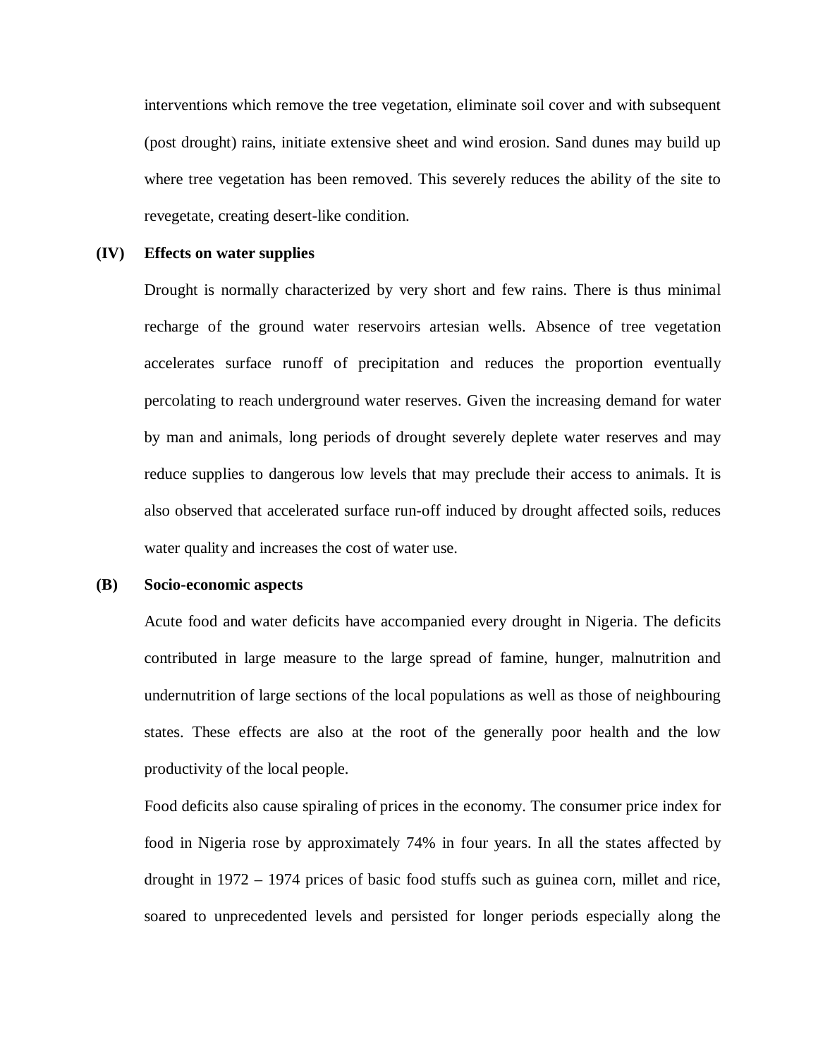interventions which remove the tree vegetation, eliminate soil cover and with subsequent (post drought) rains, initiate extensive sheet and wind erosion. Sand dunes may build up where tree vegetation has been removed. This severely reduces the ability of the site to revegetate, creating desert-like condition.

**(IV) Effects on water supplies**

Drought is normally characterized by very short and few rains. There is thus minimal recharge of the ground water reservoirs artesian wells. Absence of tree vegetation accelerates surface runoff of precipitation and reduces the proportion eventually percolating to reach underground water reserves. Given the increasing demand for water by man and animals, long periods of drought severely deplete water reserves and may reduce supplies to dangerous low levels that may preclude their access to animals. It is also observed that accelerated surface run-off induced by drought affected soils, reduces water quality and increases the cost of water use.

**(B) Socio-economic aspects**

Acute food and water deficits have accompanied every drought in Nigeria. The deficits contributed in large measure to the large spread of famine, hunger, malnutrition and undernutrition of large sections of the local populations as well as those of neighbouring states. These effects are also at the root of the generally poor health and the low productivity of the local people.

Food deficits also cause spiraling of prices in the economy. The consumer price index for food in Nigeria rose by approximately 74% in four years. In all the states affected by drought in 1972 – 1974 prices of basic food stuffs such as guinea corn, millet and rice, soared to unprecedented levels and persisted for longer periods especially along the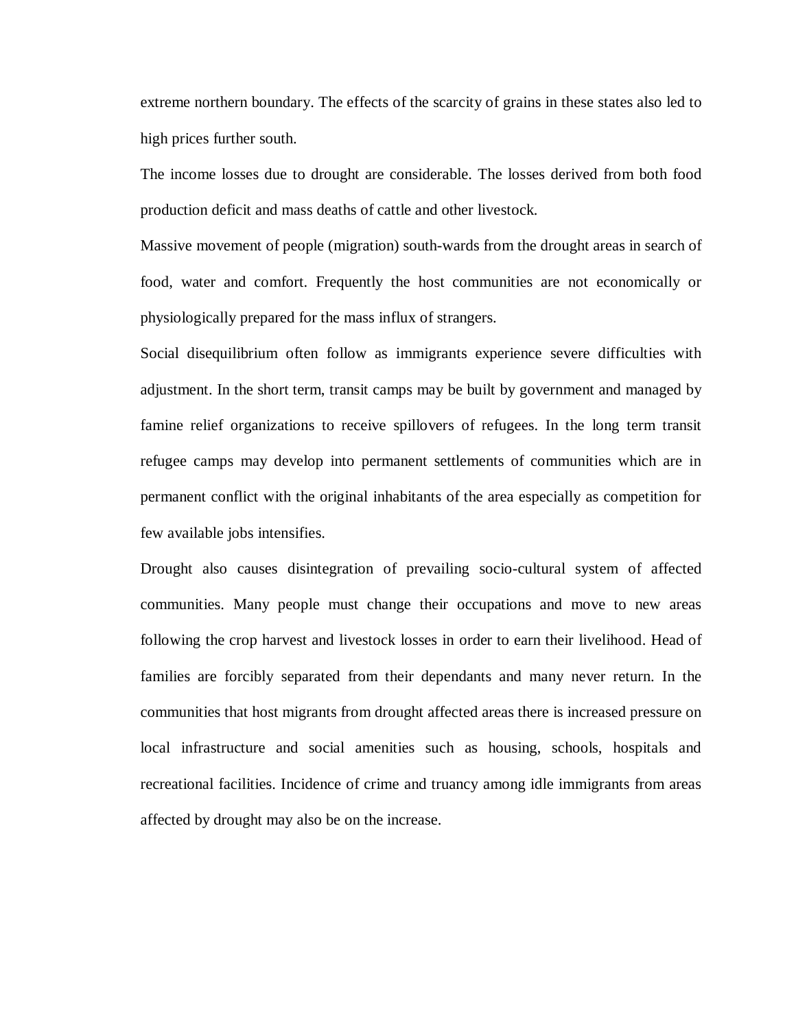extreme northern boundary. The effects of the scarcity of grains in these states also led to high prices further south.

The income losses due to drought are considerable. The losses derived from both food production deficit and mass deaths of cattle and other livestock.

Massive movement of people (migration) south-wards from the drought areas in search of food, water and comfort. Frequently the host communities are not economically or physiologically prepared for the mass influx of strangers.

Social disequilibrium often follow as immigrants experience severe difficulties with adjustment. In the short term, transit camps may be built by government and managed by famine relief organizations to receive spillovers of refugees. In the long term transit refugee camps may develop into permanent settlements of communities which are in permanent conflict with the original inhabitants of the area especially as competition for few available jobs intensifies.

Drought also causes disintegration of prevailing socio-cultural system of affected communities. Many people must change their occupations and move to new areas following the crop harvest and livestock losses in order to earn their livelihood. Head of families are forcibly separated from their dependants and many never return. In the communities that host migrants from drought affected areas there is increased pressure on local infrastructure and social amenities such as housing, schools, hospitals and recreational facilities. Incidence of crime and truancy among idle immigrants from areas affected by drought may also be on the increase.